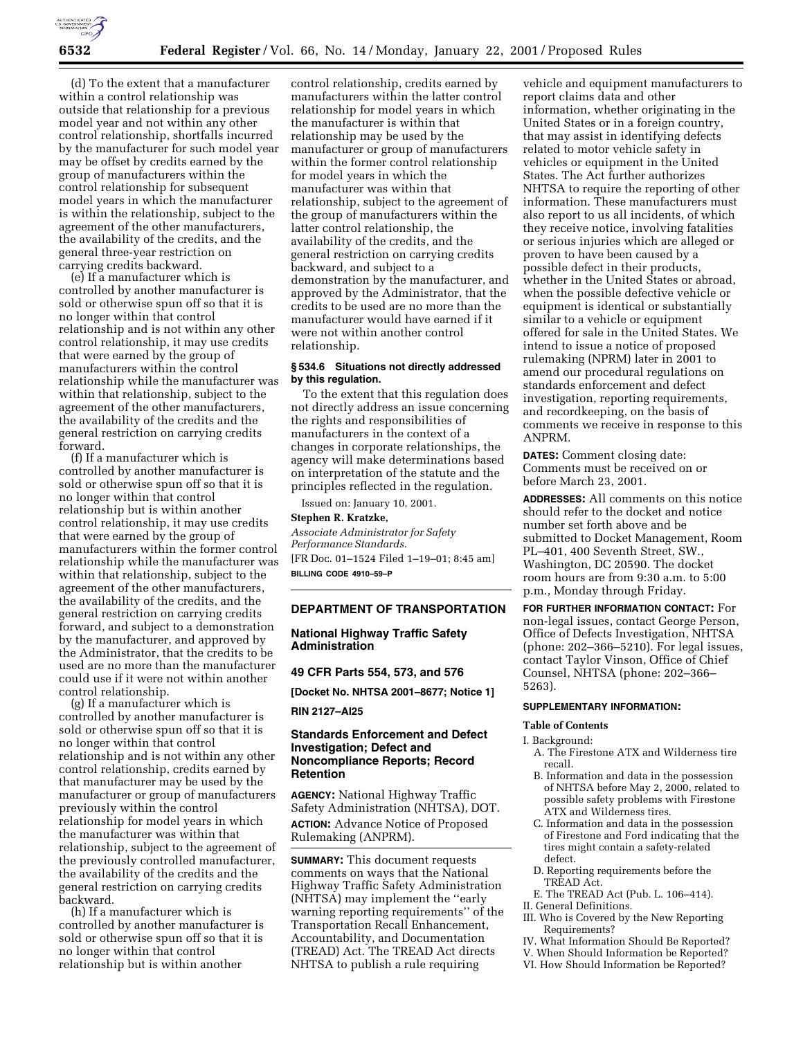(d) To the extent that a manufacturer within a control relationship was outside that relationship for a previous model year and not within any other control relationship, shortfalls incurred by the manufacturer for such model year may be offset by credits earned by the group of manufacturers within the control relationship for subsequent model years in which the manufacturer is within the relationship, subject to the agreement of the other manufacturers, the availability of the credits, and the general three-year restriction on carrying credits backward.

(e) If a manufacturer which is controlled by another manufacturer is sold or otherwise spun off so that it is no longer within that control relationship and is not within any other control relationship, it may use credits that were earned by the group of manufacturers within the control relationship while the manufacturer was within that relationship, subject to the agreement of the other manufacturers, the availability of the credits and the general restriction on carrying credits forward.

(f) If a manufacturer which is controlled by another manufacturer is sold or otherwise spun off so that it is no longer within that control relationship but is within another control relationship, it may use credits that were earned by the group of manufacturers within the former control relationship while the manufacturer was within that relationship, subject to the agreement of the other manufacturers, the availability of the credits, and the general restriction on carrying credits forward, and subject to a demonstration by the manufacturer, and approved by the Administrator, that the credits to be used are no more than the manufacturer could use if it were not within another control relationship.

(g) If a manufacturer which is controlled by another manufacturer is sold or otherwise spun off so that it is no longer within that control relationship and is not within any other control relationship, credits earned by that manufacturer may be used by the manufacturer or group of manufacturers previously within the control relationship for model years in which the manufacturer was within that relationship, subject to the agreement of the previously controlled manufacturer, the availability of the credits and the general restriction on carrying credits backward.

(h) If a manufacturer which is controlled by another manufacturer is sold or otherwise spun off so that it is no longer within that control relationship but is within another control relationship, credits earned by manufacturers within the latter control relationship for model years in which the manufacturer is within that relationship may be used by the manufacturer or group of manufacturers within the former control relationship for model years in which the manufacturer was within that relationship, subject to the agreement of the group of manufacturers within the latter control relationship, the availability of the credits, and the general restriction on carrying credits backward, and subject to a demonstration by the manufacturer, and approved by the Administrator, that the credits to be used are no more than the manufacturer would have earned if it were not within another control relationship.

**§ 534.6 Situations not directly addressed by this regulation.**

To the extent that this regulation does not directly address an issue concerning the rights and responsibilities of manufacturers in the context of a changes in corporate relationships, the agency will make determinations based on interpretation of the statute and the principles reflected in the regulation.

Issued on: January 10, 2001.

**Stephen R. Kratzke,**

*Associate Administrator for Safety Performance Standards.*

[FR Doc. 01–1524 Filed 1–19–01; 8:45 am]

**BILLING CODE 4910–59–P**

## DEPARTMENT OF TRANSPORTATION

### National Highway Traffic Safety Administration

### 49 CFR Parts 554, 573, and 576

**[Docket No. NHTSA 2001–8677; Notice 1]**

**RIN 2127–AI25**

### Standards Enforcement and Defect Investigation; Defect and Noncompliance Reports; Record Retention

**AGENCY:** National Highway Traffic Safety Administration (NHTSA), DOT.

**ACTION:** Advance Notice of Proposed Rulemaking (ANPRM).

**SUMMARY:** This document requests comments on ways that the National Highway Traffic Safety Administration (NHTSA) may implement the ''early warning reporting requirements'' of the Transportation Recall Enhancement, Accountability, and Documentation (TREAD) Act. The TREAD Act directs NHTSA to publish a rule requiring vehicle and equipment manufacturers to report claims data and other information, whether originating in the United States or in a foreign country, that may assist in identifying defects related to motor vehicle safety in vehicles or equipment in the United States. The Act further authorizes NHTSA to require the reporting of other information. These manufacturers must also report to us all incidents, of which they receive notice, involving fatalities or serious injuries which are alleged or proven to have been caused by a possible defect in their products, whether in the United States or abroad, when the possible defective vehicle or equipment is identical or substantially similar to a vehicle or equipment offered for sale in the United States. We intend to issue a notice of proposed rulemaking (NPRM) later in 2001 to amend our procedural regulations on standards enforcement and defect investigation, reporting requirements, and recordkeeping, on the basis of comments we receive in response to this ANPRM.

**DATES:** Comment closing date: Comments must be received on or before March 23, 2001.

**ADDRESSES:** All comments on this notice should refer to the docket and notice number set forth above and be submitted to Docket Management, Room PL–401, 400 Seventh Street, SW., Washington, DC 20590. The docket room hours are from 9:30 a.m. to 5:00 p.m., Monday through Friday.

**FOR FURTHER INFORMATION CONTACT:** For non-legal issues, contact George Person, Office of Defects Investigation, NHTSA (phone: 202–366–5210). For legal issues, contact Taylor Vinson, Office of Chief Counsel, NHTSA (phone: 202–366–5263).

**SUPPLEMENTARY INFORMATION:**

**Table of Contents**

I. Background:
  A. The Firestone ATX and Wilderness tire recall.
  B. Information and data in the possession of NHTSA before May 2, 2000, related to possible safety problems with Firestone ATX and Wilderness tires.
  C. Information and data in the possession of Firestone and Ford indicating that the tires might contain a safety-related defect.
  D. Reporting requirements before the TREAD Act.
  E. The TREAD Act (Pub. L. 106–414).
II. General Definitions.
III. Who is Covered by the New Reporting Requirements?
IV. What Information Should Be Reported?
V. When Should Information be Reported?
VI. How Should Information be Reported?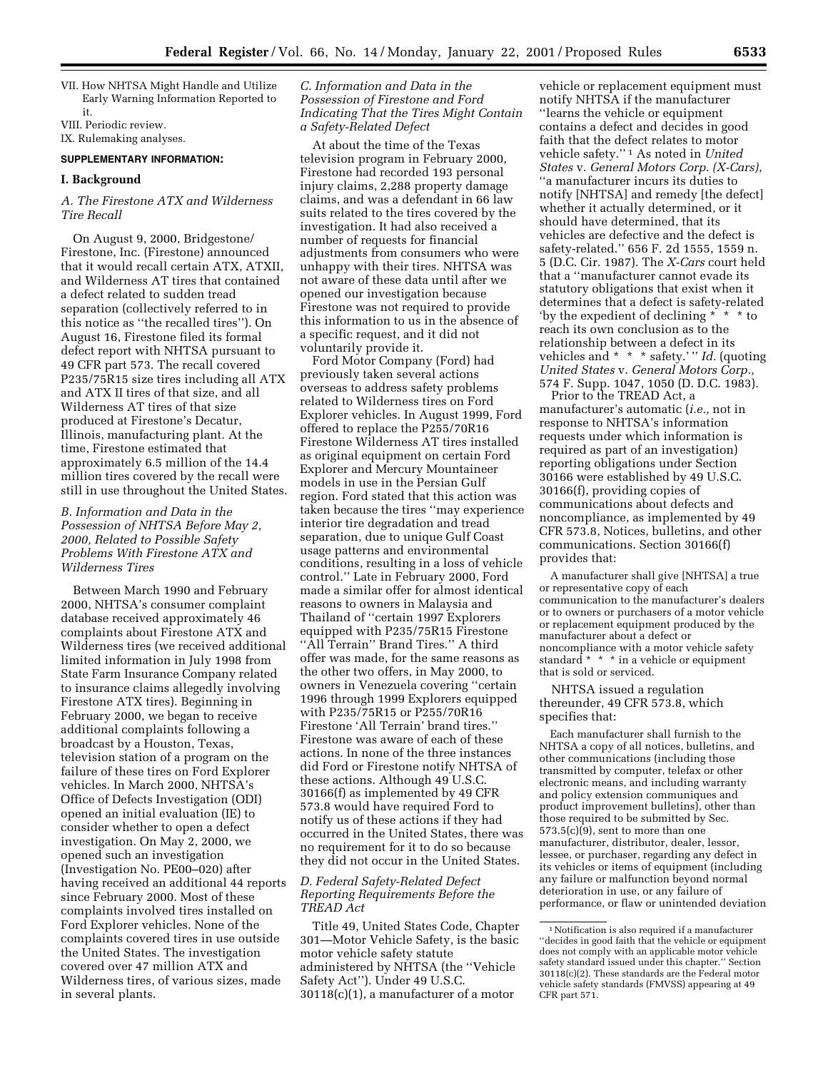VII. How NHTSA Might Handle and Utilize Early Warning Information Reported to it.

VIII. Periodic review.

IX. Rulemaking analyses.

**SUPPLEMENTARY INFORMATION:**

## I. Background

### *A. The Firestone ATX and Wilderness Tire Recall*

On August 9, 2000, Bridgestone/Firestone, Inc. (Firestone) announced that it would recall certain ATX, ATXII, and Wilderness AT tires that contained a defect related to sudden tread separation (collectively referred to in this notice as ''the recalled tires''). On August 16, Firestone filed its formal defect report with NHTSA pursuant to 49 CFR part 573. The recall covered P235/75R15 size tires including all ATX and ATX II tires of that size, and all Wilderness AT tires of that size produced at Firestone's Decatur, Illinois, manufacturing plant. At the time, Firestone estimated that approximately 6.5 million of the 14.4 million tires covered by the recall were still in use throughout the United States.

### *B. Information and Data in the Possession of NHTSA Before May 2, 2000, Related to Possible Safety Problems With Firestone ATX and Wilderness Tires*

Between March 1990 and February 2000, NHTSA's consumer complaint database received approximately 46 complaints about Firestone ATX and Wilderness tires (we received additional limited information in July 1998 from State Farm Insurance Company related to insurance claims allegedly involving Firestone ATX tires). Beginning in February 2000, we began to receive additional complaints following a broadcast by a Houston, Texas, television station of a program on the failure of these tires on Ford Explorer vehicles. In March 2000, NHTSA's Office of Defects Investigation (ODI) opened an initial evaluation (IE) to consider whether to open a defect investigation. On May 2, 2000, we opened such an investigation (Investigation No. PE00–020) after having received an additional 44 reports since February 2000. Most of these complaints involved tires installed on Ford Explorer vehicles. None of the complaints covered tires in use outside the United States. The investigation covered over 47 million ATX and Wilderness tires, of various sizes, made in several plants.

### *C. Information and Data in the Possession of Firestone and Ford Indicating That the Tires Might Contain a Safety-Related Defect*

At about the time of the Texas television program in February 2000, Firestone had recorded 193 personal injury claims, 2,288 property damage claims, and was a defendant in 66 law suits related to the tires covered by the investigation. It had also received a number of requests for financial adjustments from consumers who were unhappy with their tires. NHTSA was not aware of these data until after we opened our investigation because Firestone was not required to provide this information to us in the absence of a specific request, and it did not voluntarily provide it.

Ford Motor Company (Ford) had previously taken several actions overseas to address safety problems related to Wilderness tires on Ford Explorer vehicles. In August 1999, Ford offered to replace the P255/70R16 Firestone Wilderness AT tires installed as original equipment on certain Ford Explorer and Mercury Mountaineer models in use in the Persian Gulf region. Ford stated that this action was taken because the tires ''may experience interior tire degradation and tread separation, due to unique Gulf Coast usage patterns and environmental conditions, resulting in a loss of vehicle control.'' Late in February 2000, Ford made a similar offer for almost identical reasons to owners in Malaysia and Thailand of ''certain 1997 Explorers equipped with P235/75R15 Firestone ''All Terrain'' Brand Tires.'' A third offer was made, for the same reasons as the other two offers, in May 2000, to owners in Venezuela covering ''certain 1996 through 1999 Explorers equipped with P235/75R15 or P255/70R16 Firestone 'All Terrain' brand tires.'' Firestone was aware of each of these actions. In none of the three instances did Ford or Firestone notify NHTSA of these actions. Although 49 U.S.C. 30166(f) as implemented by 49 CFR 573.8 would have required Ford to notify us of these actions if they had occurred in the United States, there was no requirement for it to do so because they did not occur in the United States.

### *D. Federal Safety-Related Defect Reporting Requirements Before the TREAD Act*

Title 49, United States Code, Chapter 301—Motor Vehicle Safety, is the basic motor vehicle safety statute administered by NHTSA (the ''Vehicle Safety Act''). Under 49 U.S.C. 30118(c)(1), a manufacturer of a motor vehicle or replacement equipment must notify NHTSA if the manufacturer ''learns the vehicle or equipment contains a defect and decides in good faith that the defect relates to motor vehicle safety.'' [1] As noted in *United States* v. *General Motors Corp. (X-Cars)*, ''a manufacturer incurs its duties to notify [NHTSA] and remedy [the defect] whether it actually determined, or it should have determined, that its vehicles are defective and the defect is safety-related.'' 656 F. 2d 1555, 1559 n. 5 (D.C. Cir. 1987). The *X-Cars* court held that a ''manufacturer cannot evade its statutory obligations that exist when it determines that a defect is safety-related 'by the expedient of declining * * * to reach its own conclusion as to the relationship between a defect in its vehicles and * * * safety.' '' *Id.* (quoting *United States* v. *General Motors Corp.,* 574 F. Supp. 1047, 1050 (D. D.C. 1983).

Prior to the TREAD Act, a manufacturer's automatic (*i.e.,* not in response to NHTSA's information requests under which information is required as part of an investigation) reporting obligations under Section 30166 were established by 49 U.S.C. 30166(f), providing copies of communications about defects and noncompliance, as implemented by 49 CFR 573.8, Notices, bulletins, and other communications. Section 30166(f) provides that:

> A manufacturer shall give [NHTSA] a true or representative copy of each communication to the manufacturer's dealers or to owners or purchasers of a motor vehicle or replacement equipment produced by the manufacturer about a defect or noncompliance with a motor vehicle safety standard * * * in a vehicle or equipment that is sold or serviced.

NHTSA issued a regulation thereunder, 49 CFR 573.8, which specifies that:

> Each manufacturer shall furnish to the NHTSA a copy of all notices, bulletins, and other communications (including those transmitted by computer, telefax or other electronic means, and including warranty and policy extension communiques and product improvement bulletins), other than those required to be submitted by Sec. 573.5(c)(9), sent to more than one manufacturer, distributor, dealer, lessor, lessee, or purchaser, regarding any defect in its vehicles or items of equipment (including any failure or malfunction beyond normal deterioration in use, or any failure of performance, or flaw or unintended deviation

---

[1] Notification is also required if a manufacturer ''decides in good faith that the vehicle or equipment does not comply with an applicable motor vehicle safety standard issued under this chapter.'' Section 30118(c)(2). These standards are the Federal motor vehicle safety standards (FMVSS) appearing at 49 CFR part 571.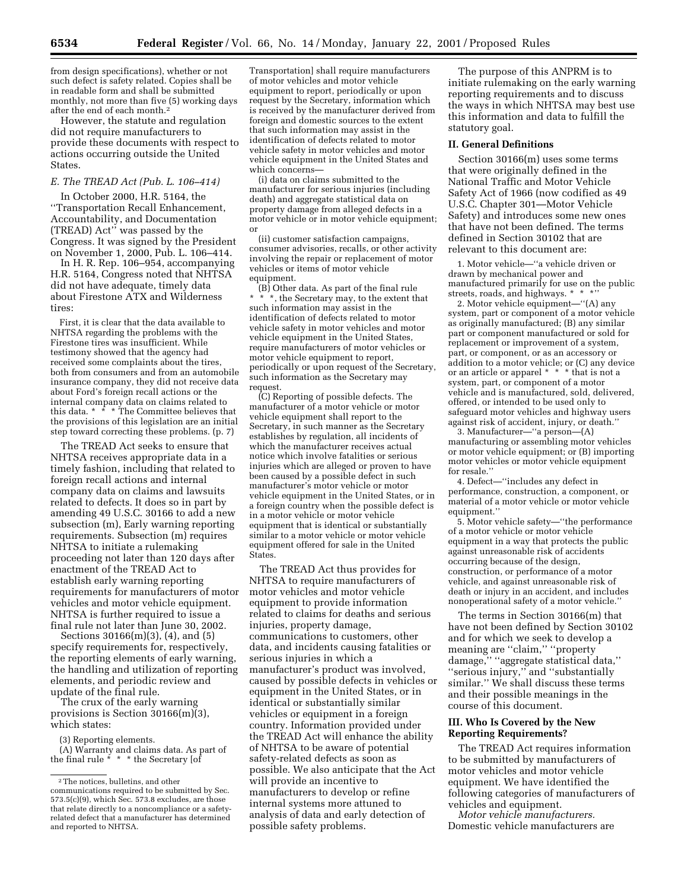from design specifications), whether or not such defect is safety related. Copies shall be in readable form and shall be submitted monthly, not more than five (5) working days after the end of each month.[2]

However, the statute and regulation did not require manufacturers to provide these documents with respect to actions occurring outside the United States.

### *E. The TREAD Act (Pub. L. 106–414)*

In October 2000, H.R. 5164, the ''Transportation Recall Enhancement, Accountability, and Documentation (TREAD) Act'' was passed by the Congress. It was signed by the President on November 1, 2000, Pub. L. 106–414.

In H. R. Rep. 106–954, accompanying H.R. 5164, Congress noted that NHTSA did not have adequate, timely data about Firestone ATX and Wilderness tires:

> First, it is clear that the data available to NHTSA regarding the problems with the Firestone tires was insufficient. While testimony showed that the agency had received some complaints about the tires, both from consumers and from an automobile insurance company, they did not receive data about Ford's foreign recall actions or the internal company data on claims related to this data. * * * The Committee believes that the provisions of this legislation are an initial step toward correcting these problems. (p. 7)

The TREAD Act seeks to ensure that NHTSA receives appropriate data in a timely fashion, including that related to foreign recall actions and internal company data on claims and lawsuits related to defects. It does so in part by amending 49 U.S.C. 30166 to add a new subsection (m), Early warning reporting requirements. Subsection (m) requires NHTSA to initiate a rulemaking proceeding not later than 120 days after enactment of the TREAD Act to establish early warning reporting requirements for manufacturers of motor vehicles and motor vehicle equipment. NHTSA is further required to issue a final rule not later than June 30, 2002.

Sections 30166(m)(3), (4), and (5) specify requirements for, respectively, the reporting elements of early warning, the handling and utilization of reporting elements, and periodic review and update of the final rule.

The crux of the early warning provisions is Section 30166(m)(3), which states:

> (3) Reporting elements.
>
> (A) Warranty and claims data. As part of the final rule * * * the Secretary [of Transportation] shall require manufacturers of motor vehicles and motor vehicle equipment to report, periodically or upon request by the Secretary, information which is received by the manufacturer derived from foreign and domestic sources to the extent that such information may assist in the identification of defects related to motor vehicle safety in motor vehicles and motor vehicle equipment in the United States and which concerns—
>
> (i) data on claims submitted to the manufacturer for serious injuries (including death) and aggregate statistical data on property damage from alleged defects in a motor vehicle or in motor vehicle equipment; or
>
> (ii) customer satisfaction campaigns, consumer advisories, recalls, or other activity involving the repair or replacement of motor vehicles or items of motor vehicle equipment.
>
> (B) Other data. As part of the final rule * * *, the Secretary may, to the extent that such information may assist in the identification of defects related to motor vehicle safety in motor vehicles and motor vehicle equipment in the United States, require manufacturers of motor vehicles or motor vehicle equipment to report, periodically or upon request of the Secretary, such information as the Secretary may request.
>
> (C) Reporting of possible defects. The manufacturer of a motor vehicle or motor vehicle equipment shall report to the Secretary, in such manner as the Secretary establishes by regulation, all incidents of which the manufacturer receives actual notice which involve fatalities or serious injuries which are alleged or proven to have been caused by a possible defect in such manufacturer's motor vehicle or motor vehicle equipment in the United States, or in a foreign country when the possible defect is in a motor vehicle or motor vehicle equipment that is identical or substantially similar to a motor vehicle or motor vehicle equipment offered for sale in the United States.

The TREAD Act thus provides for NHTSA to require manufacturers of motor vehicles and motor vehicle equipment to provide information related to claims for deaths and serious injuries, property damage, communications to customers, other data, and incidents causing fatalities or serious injuries in which a manufacturer's product was involved, caused by possible defects in vehicles or equipment in the United States, or in identical or substantially similar vehicles or equipment in a foreign country. Information provided under the TREAD Act will enhance the ability of NHTSA to be aware of potential safety-related defects as soon as possible. We also anticipate that the Act will provide an incentive to manufacturers to develop or refine internal systems more attuned to analysis of data and early detection of possible safety problems.

The purpose of this ANPRM is to initiate rulemaking on the early warning reporting requirements and to discuss the ways in which NHTSA may best use this information and data to fulfill the statutory goal.

## II. General Definitions

Section 30166(m) uses some terms that were originally defined in the National Traffic and Motor Vehicle Safety Act of 1966 (now codified as 49 U.S.C. Chapter 301—Motor Vehicle Safety) and introduces some new ones that have not been defined. The terms defined in Section 30102 that are relevant to this document are:

1. Motor vehicle—''a vehicle driven or drawn by mechanical power and manufactured primarily for use on the public streets, roads, and highways. * * *''
2. Motor vehicle equipment—''(A) any system, part or component of a motor vehicle as originally manufactured; (B) any similar part or component manufactured or sold for replacement or improvement of a system, part, or component, or as an accessory or addition to a motor vehicle; or (C) any device or an article or apparel * * * that is not a system, part, or component of a motor vehicle and is manufactured, sold, delivered, offered, or intended to be used only to safeguard motor vehicles and highway users against risk of accident, injury, or death.''
3. Manufacturer—''a person—(A) manufacturing or assembling motor vehicles or motor vehicle equipment; or (B) importing motor vehicles or motor vehicle equipment for resale.''
4. Defect—''includes any defect in performance, construction, a component, or material of a motor vehicle or motor vehicle equipment.''
5. Motor vehicle safety—''the performance of a motor vehicle or motor vehicle equipment in a way that protects the public against unreasonable risk of accidents occurring because of the design, construction, or performance of a motor vehicle, and against unreasonable risk of death or injury in an accident, and includes nonoperational safety of a motor vehicle.''

The terms in Section 30166(m) that have not been defined by Section 30102 and for which we seek to develop a meaning are ''claim,'' ''property damage,'' ''aggregate statistical data,'' ''serious injury,'' and ''substantially similar.'' We shall discuss these terms and their possible meanings in the course of this document.

## III. Who Is Covered by the New Reporting Requirements?

The TREAD Act requires information to be submitted by manufacturers of motor vehicles and motor vehicle equipment. We have identified the following categories of manufacturers of vehicles and equipment.

*Motor vehicle manufacturers.* Domestic vehicle manufacturers are

---

[2] The notices, bulletins, and other communications required to be submitted by Sec. 573.5(c)(9), which Sec. 573.8 excludes, are those that relate directly to a noncompliance or a safety-related defect that a manufacturer has determined and reported to NHTSA.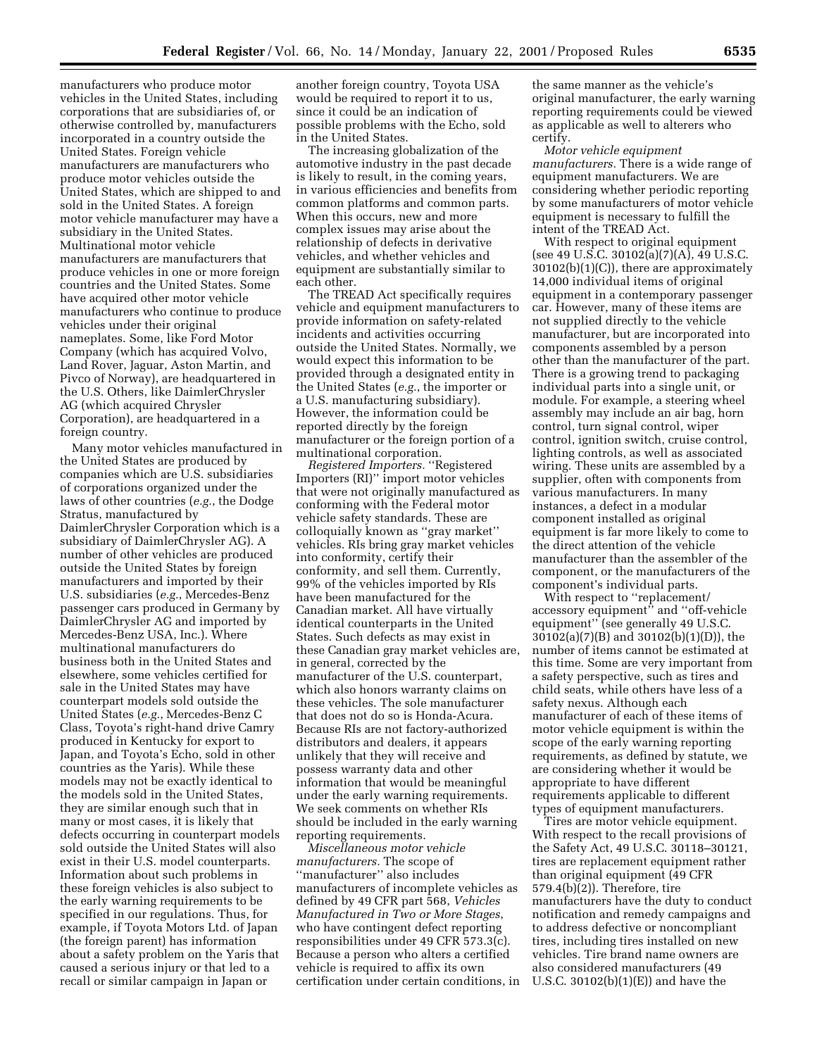manufacturers who produce motor vehicles in the United States, including corporations that are subsidiaries of, or otherwise controlled by, manufacturers incorporated in a country outside the United States. Foreign vehicle manufacturers are manufacturers who produce motor vehicles outside the United States, which are shipped to and sold in the United States. A foreign motor vehicle manufacturer may have a subsidiary in the United States. Multinational motor vehicle manufacturers are manufacturers that produce vehicles in one or more foreign countries and the United States. Some have acquired other motor vehicle manufacturers who continue to produce vehicles under their original nameplates. Some, like Ford Motor Company (which has acquired Volvo, Land Rover, Jaguar, Aston Martin, and Pivco of Norway), are headquartered in the U.S. Others, like DaimlerChrysler AG (which acquired Chrysler Corporation), are headquartered in a foreign country.

Many motor vehicles manufactured in the United States are produced by companies which are U.S. subsidiaries of corporations organized under the laws of other countries (*e.g.*, the Dodge Stratus, manufactured by DaimlerChrysler Corporation which is a subsidiary of DaimlerChrysler AG). A number of other vehicles are produced outside the United States by foreign manufacturers and imported by their U.S. subsidiaries (*e.g.*, Mercedes-Benz passenger cars produced in Germany by DaimlerChrysler AG and imported by Mercedes-Benz USA, Inc.). Where multinational manufacturers do business both in the United States and elsewhere, some vehicles certified for sale in the United States may have counterpart models sold outside the United States (*e.g.*, Mercedes-Benz C Class, Toyota's right-hand drive Camry produced in Kentucky for export to Japan, and Toyota's Echo, sold in other countries as the Yaris). While these models may not be exactly identical to the models sold in the United States, they are similar enough such that in many or most cases, it is likely that defects occurring in counterpart models sold outside the United States will also exist in their U.S. model counterparts. Information about such problems in these foreign vehicles is also subject to the early warning requirements to be specified in our regulations. Thus, for example, if Toyota Motors Ltd. of Japan (the foreign parent) has information about a safety problem on the Yaris that caused a serious injury or that led to a recall or similar campaign in Japan or another foreign country, Toyota USA would be required to report it to us, since it could be an indication of possible problems with the Echo, sold in the United States.

The increasing globalization of the automotive industry in the past decade is likely to result, in the coming years, in various efficiencies and benefits from common platforms and common parts. When this occurs, new and more complex issues may arise about the relationship of defects in derivative vehicles, and whether vehicles and equipment are substantially similar to each other.

The TREAD Act specifically requires vehicle and equipment manufacturers to provide information on safety-related incidents and activities occurring outside the United States. Normally, we would expect this information to be provided through a designated entity in the United States (*e.g.*, the importer or a U.S. manufacturing subsidiary). However, the information could be reported directly by the foreign manufacturer or the foreign portion of a multinational corporation.

*Registered Importers.* "Registered Importers (RI)" import motor vehicles that were not originally manufactured as conforming with the Federal motor vehicle safety standards. These are colloquially known as "gray market" vehicles. RIs bring gray market vehicles into conformity, certify their conformity, and sell them. Currently, 99% of the vehicles imported by RIs have been manufactured for the Canadian market. All have virtually identical counterparts in the United States. Such defects as may exist in these Canadian gray market vehicles are, in general, corrected by the manufacturer of the U.S. counterpart, which also honors warranty claims on these vehicles. The sole manufacturer that does not do so is Honda-Acura. Because RIs are not factory-authorized distributors and dealers, it appears unlikely that they will receive and possess warranty data and other information that would be meaningful under the early warning requirements. We seek comments on whether RIs should be included in the early warning reporting requirements.

*Miscellaneous motor vehicle manufacturers.* The scope of "manufacturer" also includes manufacturers of incomplete vehicles as defined by 49 CFR part 568, *Vehicles Manufactured in Two or More Stages*, who have contingent defect reporting responsibilities under 49 CFR 573.3(c). Because a person who alters a certified vehicle is required to affix its own certification under certain conditions, in the same manner as the vehicle's original manufacturer, the early warning reporting requirements could be viewed as applicable as well to alterers who certify.

*Motor vehicle equipment manufacturers.* There is a wide range of equipment manufacturers. We are considering whether periodic reporting by some manufacturers of motor vehicle equipment is necessary to fulfill the intent of the TREAD Act.

With respect to original equipment (see 49 U.S.C. 30102(a)(7)(A), 49 U.S.C. 30102(b)(1)(C)), there are approximately 14,000 individual items of original equipment in a contemporary passenger car. However, many of these items are not supplied directly to the vehicle manufacturer, but are incorporated into components assembled by a person other than the manufacturer of the part. There is a growing trend to packaging individual parts into a single unit, or module. For example, a steering wheel assembly may include an air bag, horn control, turn signal control, wiper control, ignition switch, cruise control, lighting controls, as well as associated wiring. These units are assembled by a supplier, often with components from various manufacturers. In many instances, a defect in a modular component installed as original equipment is far more likely to come to the direct attention of the vehicle manufacturer than the assembler of the component, or the manufacturers of the component's individual parts.

With respect to "replacement/accessory equipment" and "off-vehicle equipment" (see generally 49 U.S.C. 30102(a)(7)(B) and 30102(b)(1)(D)), the number of items cannot be estimated at this time. Some are very important from a safety perspective, such as tires and child seats, while others have less of a safety nexus. Although each manufacturer of each of these items of motor vehicle equipment is within the scope of the early warning reporting requirements, as defined by statute, we are considering whether it would be appropriate to have different requirements applicable to different types of equipment manufacturers.

Tires are motor vehicle equipment. With respect to the recall provisions of the Safety Act, 49 U.S.C. 30118–30121, tires are replacement equipment rather than original equipment (49 CFR 579.4(b)(2)). Therefore, tire manufacturers have the duty to conduct notification and remedy campaigns and to address defective or noncompliant tires, including tires installed on new vehicles. Tire brand name owners are also considered manufacturers (49 U.S.C. 30102(b)(1)(E)) and have the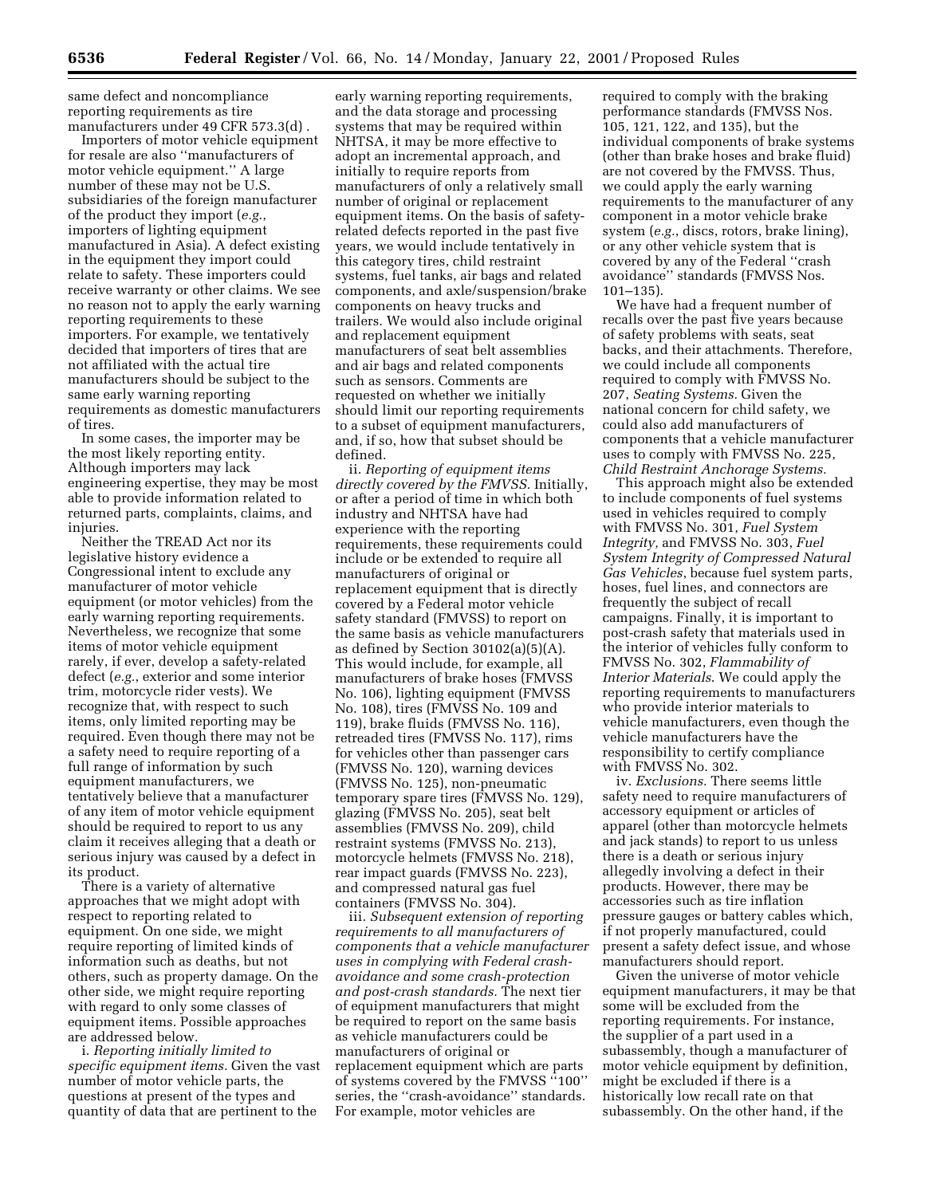same defect and noncompliance reporting requirements as tire manufacturers under 49 CFR 573.3(d) .

Importers of motor vehicle equipment for resale are also ''manufacturers of motor vehicle equipment.'' A large number of these may not be U.S. subsidiaries of the foreign manufacturer of the product they import (*e.g.*, importers of lighting equipment manufactured in Asia). A defect existing in the equipment they import could relate to safety. These importers could receive warranty or other claims. We see no reason not to apply the early warning reporting requirements to these importers. For example, we tentatively decided that importers of tires that are not affiliated with the actual tire manufacturers should be subject to the same early warning reporting requirements as domestic manufacturers of tires.

In some cases, the importer may be the most likely reporting entity. Although importers may lack engineering expertise, they may be most able to provide information related to returned parts, complaints, claims, and injuries.

Neither the TREAD Act nor its legislative history evidence a Congressional intent to exclude any manufacturer of motor vehicle equipment (or motor vehicles) from the early warning reporting requirements. Nevertheless, we recognize that some items of motor vehicle equipment rarely, if ever, develop a safety-related defect (*e.g.*, exterior and some interior trim, motorcycle rider vests). We recognize that, with respect to such items, only limited reporting may be required. Even though there may not be a safety need to require reporting of a full range of information by such equipment manufacturers, we tentatively believe that a manufacturer of any item of motor vehicle equipment should be required to report to us any claim it receives alleging that a death or serious injury was caused by a defect in its product.

There is a variety of alternative approaches that we might adopt with respect to reporting related to equipment. On one side, we might require reporting of limited kinds of information such as deaths, but not others, such as property damage. On the other side, we might require reporting with regard to only some classes of equipment items. Possible approaches are addressed below.

i. *Reporting initially limited to specific equipment items.* Given the vast number of motor vehicle parts, the questions at present of the types and quantity of data that are pertinent to the early warning reporting requirements, and the data storage and processing systems that may be required within NHTSA, it may be more effective to adopt an incremental approach, and initially to require reports from manufacturers of only a relatively small number of original or replacement equipment items. On the basis of safety-related defects reported in the past five years, we would include tentatively in this category tires, child restraint systems, fuel tanks, air bags and related components, and axle/suspension/brake components on heavy trucks and trailers. We would also include original and replacement equipment manufacturers of seat belt assemblies and air bags and related components such as sensors. Comments are requested on whether we initially should limit our reporting requirements to a subset of equipment manufacturers, and, if so, how that subset should be defined.

ii. *Reporting of equipment items directly covered by the FMVSS.* Initially, or after a period of time in which both industry and NHTSA have had experience with the reporting requirements, these requirements could include or be extended to require all manufacturers of original or replacement equipment that is directly covered by a Federal motor vehicle safety standard (FMVSS) to report on the same basis as vehicle manufacturers as defined by Section 30102(a)(5)(A). This would include, for example, all manufacturers of brake hoses (FMVSS No. 106), lighting equipment (FMVSS No. 108), tires (FMVSS No. 109 and 119), brake fluids (FMVSS No. 116), retreaded tires (FMVSS No. 117), rims for vehicles other than passenger cars (FMVSS No. 120), warning devices (FMVSS No. 125), non-pneumatic temporary spare tires (FMVSS No. 129), glazing (FMVSS No. 205), seat belt assemblies (FMVSS No. 209), child restraint systems (FMVSS No. 213), motorcycle helmets (FMVSS No. 218), rear impact guards (FMVSS No. 223), and compressed natural gas fuel containers (FMVSS No. 304).

iii. *Subsequent extension of reporting requirements to all manufacturers of components that a vehicle manufacturer uses in complying with Federal crash-avoidance and some crash-protection and post-crash standards.* The next tier of equipment manufacturers that might be required to report on the same basis as vehicle manufacturers could be manufacturers of original or replacement equipment which are parts of systems covered by the FMVSS ''100'' series, the ''crash-avoidance'' standards. For example, motor vehicles are required to comply with the braking performance standards (FMVSS Nos. 105, 121, 122, and 135), but the individual components of brake systems (other than brake hoses and brake fluid) are not covered by the FMVSS. Thus, we could apply the early warning requirements to the manufacturer of any component in a motor vehicle brake system (*e.g.*, discs, rotors, brake lining), or any other vehicle system that is covered by any of the Federal ''crash avoidance'' standards (FMVSS Nos. 101–135).

We have had a frequent number of recalls over the past five years because of safety problems with seats, seat backs, and their attachments. Therefore, we could include all components required to comply with FMVSS No. 207, *Seating Systems.* Given the national concern for child safety, we could also add manufacturers of components that a vehicle manufacturer uses to comply with FMVSS No. 225, *Child Restraint Anchorage Systems.*

This approach might also be extended to include components of fuel systems used in vehicles required to comply with FMVSS No. 301, *Fuel System Integrity,* and FMVSS No. 303, *Fuel System Integrity of Compressed Natural Gas Vehicles*, because fuel system parts, hoses, fuel lines, and connectors are frequently the subject of recall campaigns. Finally, it is important to post-crash safety that materials used in the interior of vehicles fully conform to FMVSS No. 302, *Flammability of Interior Materials*. We could apply the reporting requirements to manufacturers who provide interior materials to vehicle manufacturers, even though the vehicle manufacturers have the responsibility to certify compliance with FMVSS No. 302.

iv. *Exclusions.* There seems little safety need to require manufacturers of accessory equipment or articles of apparel (other than motorcycle helmets and jack stands) to report to us unless there is a death or serious injury allegedly involving a defect in their products. However, there may be accessories such as tire inflation pressure gauges or battery cables which, if not properly manufactured, could present a safety defect issue, and whose manufacturers should report.

Given the universe of motor vehicle equipment manufacturers, it may be that some will be excluded from the reporting requirements. For instance, the supplier of a part used in a subassembly, though a manufacturer of motor vehicle equipment by definition, might be excluded if there is a historically low recall rate on that subassembly. On the other hand, if the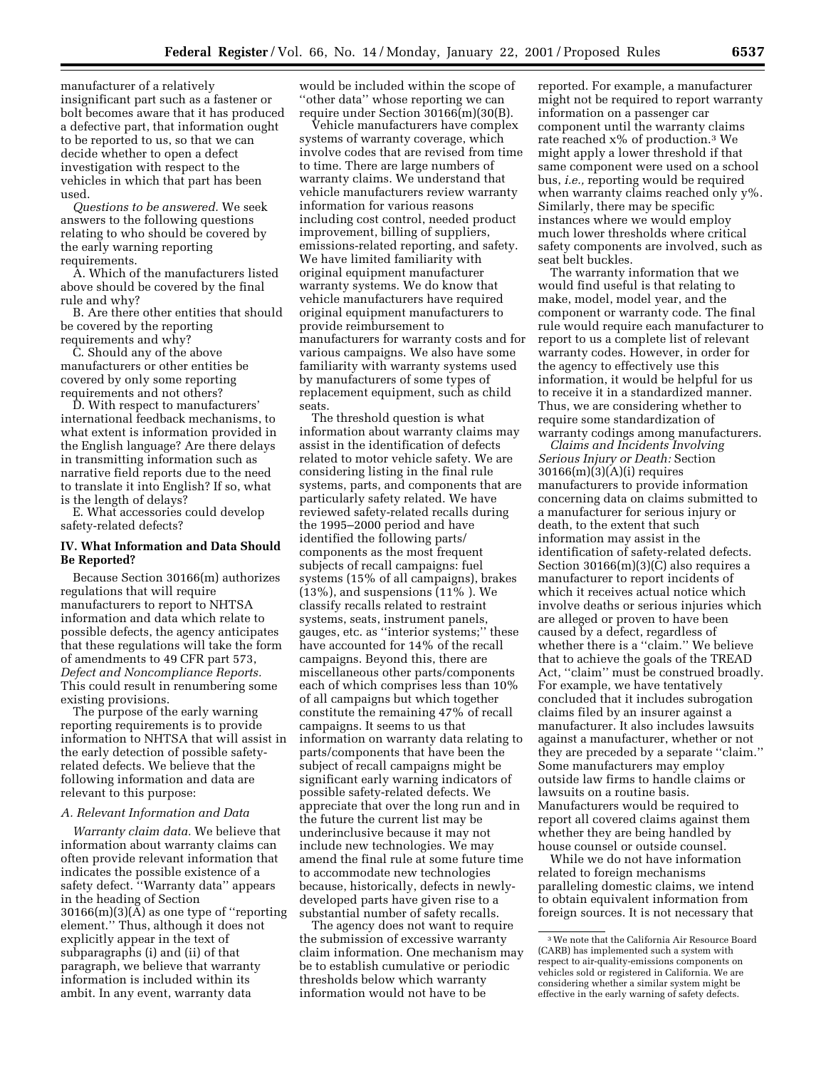manufacturer of a relatively insignificant part such as a fastener or bolt becomes aware that it has produced a defective part, that information ought to be reported to us, so that we can decide whether to open a defect investigation with respect to the vehicles in which that part has been used.

*Questions to be answered.* We seek answers to the following questions relating to who should be covered by the early warning reporting requirements.

A. Which of the manufacturers listed above should be covered by the final rule and why?

B. Are there other entities that should be covered by the reporting requirements and why?

C. Should any of the above manufacturers or other entities be covered by only some reporting requirements and not others?

D. With respect to manufacturers' international feedback mechanisms, to what extent is information provided in the English language? Are there delays in transmitting information such as narrative field reports due to the need to translate it into English? If so, what is the length of delays?

E. What accessories could develop safety-related defects?

## IV. What Information and Data Should Be Reported?

Because Section 30166(m) authorizes regulations that will require manufacturers to report to NHTSA information and data which relate to possible defects, the agency anticipates that these regulations will take the form of amendments to 49 CFR part 573, *Defect and Noncompliance Reports.* This could result in renumbering some existing provisions.

The purpose of the early warning reporting requirements is to provide information to NHTSA that will assist in the early detection of possible safety-related defects. We believe that the following information and data are relevant to this purpose:

### A. Relevant Information and Data

*Warranty claim data.* We believe that information about warranty claims can often provide relevant information that indicates the possible existence of a safety defect. "Warranty data" appears in the heading of Section 30166(m)(3)(A) as one type of "reporting element." Thus, although it does not explicitly appear in the text of subparagraphs (i) and (ii) of that paragraph, we believe that warranty information is included within its ambit. In any event, warranty data would be included within the scope of "other data" whose reporting we can require under Section 30166(m)(30(B).

Vehicle manufacturers have complex systems of warranty coverage, which involve codes that are revised from time to time. There are large numbers of warranty claims. We understand that vehicle manufacturers review warranty information for various reasons including cost control, needed product improvement, billing of suppliers, emissions-related reporting, and safety. We have limited familiarity with original equipment manufacturer warranty systems. We do know that vehicle manufacturers have required original equipment manufacturers to provide reimbursement to manufacturers for warranty costs and for various campaigns. We also have some familiarity with warranty systems used by manufacturers of some types of replacement equipment, such as child seats.

The threshold question is what information about warranty claims may assist in the identification of defects related to motor vehicle safety. We are considering listing in the final rule systems, parts, and components that are particularly safety related. We have reviewed safety-related recalls during the 1995–2000 period and have identified the following parts/components as the most frequent subjects of recall campaigns: fuel systems (15% of all campaigns), brakes (13%), and suspensions (11% ). We classify recalls related to restraint systems, seats, instrument panels, gauges, etc. as "interior systems;" these have accounted for 14% of the recall campaigns. Beyond this, there are miscellaneous other parts/components each of which comprises less than 10% of all campaigns but which together constitute the remaining 47% of recall campaigns. It seems to us that information on warranty data relating to parts/components that have been the subject of recall campaigns might be significant early warning indicators of possible safety-related defects. We appreciate that over the long run and in the future the current list may be underinclusive because it may not include new technologies. We may amend the final rule at some future time to accommodate new technologies because, historically, defects in newly-developed parts have given rise to a substantial number of safety recalls.

The agency does not want to require the submission of excessive warranty claim information. One mechanism may be to establish cumulative or periodic thresholds below which warranty information would not have to be reported. For example, a manufacturer might not be required to report warranty information on a passenger car component until the warranty claims rate reached x% of production.[3] We might apply a lower threshold if that same component were used on a school bus, *i.e.,* reporting would be required when warranty claims reached only y%. Similarly, there may be specific instances where we would employ much lower thresholds where critical safety components are involved, such as seat belt buckles.

The warranty information that we would find useful is that relating to make, model, model year, and the component or warranty code. The final rule would require each manufacturer to report to us a complete list of relevant warranty codes. However, in order for the agency to effectively use this information, it would be helpful for us to receive it in a standardized manner. Thus, we are considering whether to require some standardization of warranty codings among manufacturers.

*Claims and Incidents Involving Serious Injury or Death:* Section 30166(m)(3)(A)(i) requires manufacturers to provide information concerning data on claims submitted to a manufacturer for serious injury or death, to the extent that such information may assist in the identification of safety-related defects. Section 30166(m)(3)(C) also requires a manufacturer to report incidents of which it receives actual notice which involve deaths or serious injuries which are alleged or proven to have been caused by a defect, regardless of whether there is a "claim." We believe that to achieve the goals of the TREAD Act, "claim" must be construed broadly. For example, we have tentatively concluded that it includes subrogation claims filed by an insurer against a manufacturer. It also includes lawsuits against a manufacturer, whether or not they are preceded by a separate "claim." Some manufacturers may employ outside law firms to handle claims or lawsuits on a routine basis. Manufacturers would be required to report all covered claims against them whether they are being handled by house counsel or outside counsel.

While we do not have information related to foreign mechanisms paralleling domestic claims, we intend to obtain equivalent information from foreign sources. It is not necessary that

[3] We note that the California Air Resource Board (CARB) has implemented such a system with respect to air-quality-emissions components on vehicles sold or registered in California. We are considering whether a similar system might be effective in the early warning of safety defects.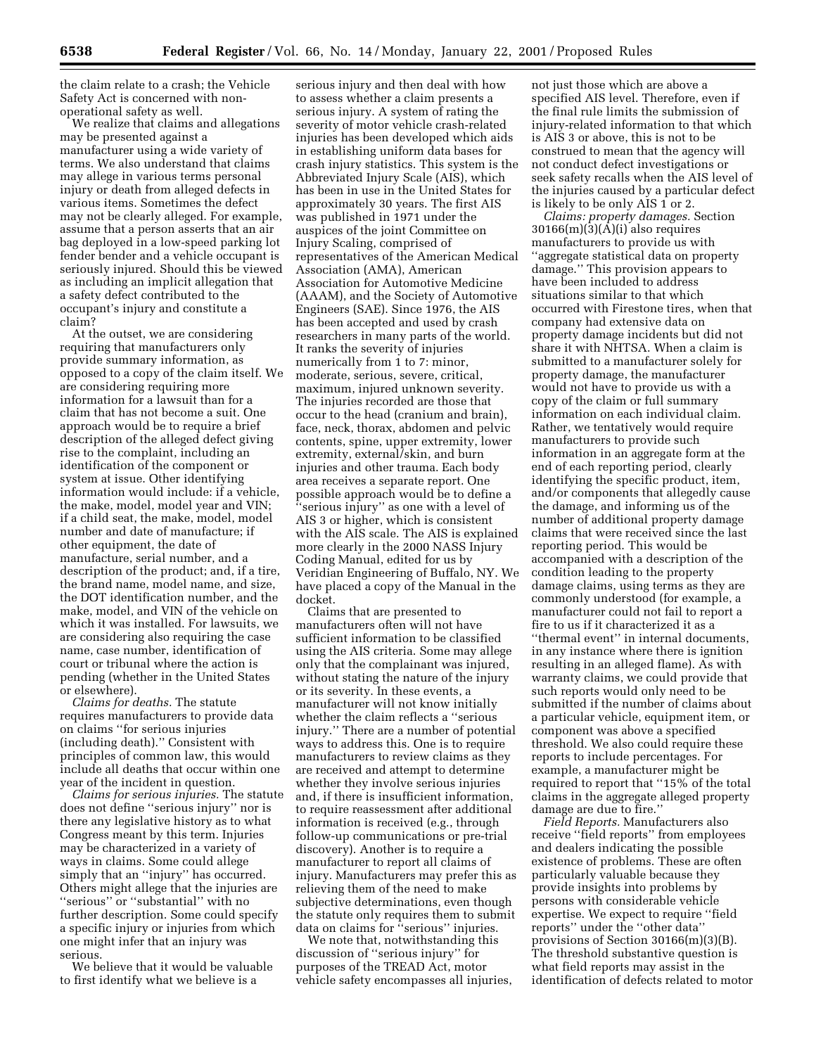the claim relate to a crash; the Vehicle Safety Act is concerned with non-operational safety as well.

We realize that claims and allegations may be presented against a manufacturer using a wide variety of terms. We also understand that claims may allege in various terms personal injury or death from alleged defects in various items. Sometimes the defect may not be clearly alleged. For example, assume that a person asserts that an air bag deployed in a low-speed parking lot fender bender and a vehicle occupant is seriously injured. Should this be viewed as including an implicit allegation that a safety defect contributed to the occupant's injury and constitute a claim?

At the outset, we are considering requiring that manufacturers only provide summary information, as opposed to a copy of the claim itself. We are considering requiring more information for a lawsuit than for a claim that has not become a suit. One approach would be to require a brief description of the alleged defect giving rise to the complaint, including an identification of the component or system at issue. Other identifying information would include: if a vehicle, the make, model, model year and VIN; if a child seat, the make, model, model number and date of manufacture; if other equipment, the date of manufacture, serial number, and a description of the product; and, if a tire, the brand name, model name, and size, the DOT identification number, and the make, model, and VIN of the vehicle on which it was installed. For lawsuits, we are considering also requiring the case name, case number, identification of court or tribunal where the action is pending (whether in the United States or elsewhere).

*Claims for deaths.* The statute requires manufacturers to provide data on claims ''for serious injuries (including death).'' Consistent with principles of common law, this would include all deaths that occur within one year of the incident in question.

*Claims for serious injuries.* The statute does not define ''serious injury'' nor is there any legislative history as to what Congress meant by this term. Injuries may be characterized in a variety of ways in claims. Some could allege simply that an ''injury'' has occurred. Others might allege that the injuries are ''serious'' or ''substantial'' with no further description. Some could specify a specific injury or injuries from which one might infer that an injury was serious.

We believe that it would be valuable to first identify what we believe is a serious injury and then deal with how to assess whether a claim presents a serious injury. A system of rating the severity of motor vehicle crash-related injuries has been developed which aids in establishing uniform data bases for crash injury statistics. This system is the Abbreviated Injury Scale (AIS), which has been in use in the United States for approximately 30 years. The first AIS was published in 1971 under the auspices of the joint Committee on Injury Scaling, comprised of representatives of the American Medical Association (AMA), American Association for Automotive Medicine (AAAM), and the Society of Automotive Engineers (SAE). Since 1976, the AIS has been accepted and used by crash researchers in many parts of the world. It ranks the severity of injuries numerically from 1 to 7: minor, moderate, serious, severe, critical, maximum, injured unknown severity. The injuries recorded are those that occur to the head (cranium and brain), face, neck, thorax, abdomen and pelvic contents, spine, upper extremity, lower extremity, external/skin, and burn injuries and other trauma. Each body area receives a separate report. One possible approach would be to define a ''serious injury'' as one with a level of AIS 3 or higher, which is consistent with the AIS scale. The AIS is explained more clearly in the 2000 NASS Injury Coding Manual, edited for us by Veridian Engineering of Buffalo, NY. We have placed a copy of the Manual in the docket.

Claims that are presented to manufacturers often will not have sufficient information to be classified using the AIS criteria. Some may allege only that the complainant was injured, without stating the nature of the injury or its severity. In these events, a manufacturer will not know initially whether the claim reflects a ''serious injury.'' There are a number of potential ways to address this. One is to require manufacturers to review claims as they are received and attempt to determine whether they involve serious injuries and, if there is insufficient information, to require reassessment after additional information is received (e.g., through follow-up communications or pre-trial discovery). Another is to require a manufacturer to report all claims of injury. Manufacturers may prefer this as relieving them of the need to make subjective determinations, even though the statute only requires them to submit data on claims for ''serious'' injuries.

We note that, notwithstanding this discussion of ''serious injury'' for purposes of the TREAD Act, motor vehicle safety encompasses all injuries, not just those which are above a specified AIS level. Therefore, even if the final rule limits the submission of injury-related information to that which is AIS 3 or above, this is not to be construed to mean that the agency will not conduct defect investigations or seek safety recalls when the AIS level of the injuries caused by a particular defect is likely to be only AIS 1 or 2.

*Claims: property damages.* Section 30166(m)(3)(A)(i) also requires manufacturers to provide us with ''aggregate statistical data on property damage.'' This provision appears to have been included to address situations similar to that which occurred with Firestone tires, when that company had extensive data on property damage incidents but did not share it with NHTSA. When a claim is submitted to a manufacturer solely for property damage, the manufacturer would not have to provide us with a copy of the claim or full summary information on each individual claim. Rather, we tentatively would require manufacturers to provide such information in an aggregate form at the end of each reporting period, clearly identifying the specific product, item, and/or components that allegedly cause the damage, and informing us of the number of additional property damage claims that were received since the last reporting period. This would be accompanied with a description of the condition leading to the property damage claims, using terms as they are commonly understood (for example, a manufacturer could not fail to report a fire to us if it characterized it as a ''thermal event'' in internal documents, in any instance where there is ignition resulting in an alleged flame). As with warranty claims, we could provide that such reports would only need to be submitted if the number of claims about a particular vehicle, equipment item, or component was above a specified threshold. We also could require these reports to include percentages. For example, a manufacturer might be required to report that ''15% of the total claims in the aggregate alleged property damage are due to fire.''

*Field Reports.* Manufacturers also receive ''field reports'' from employees and dealers indicating the possible existence of problems. These are often particularly valuable because they provide insights into problems by persons with considerable vehicle expertise. We expect to require ''field reports'' under the ''other data'' provisions of Section 30166(m)(3)(B). The threshold substantive question is what field reports may assist in the identification of defects related to motor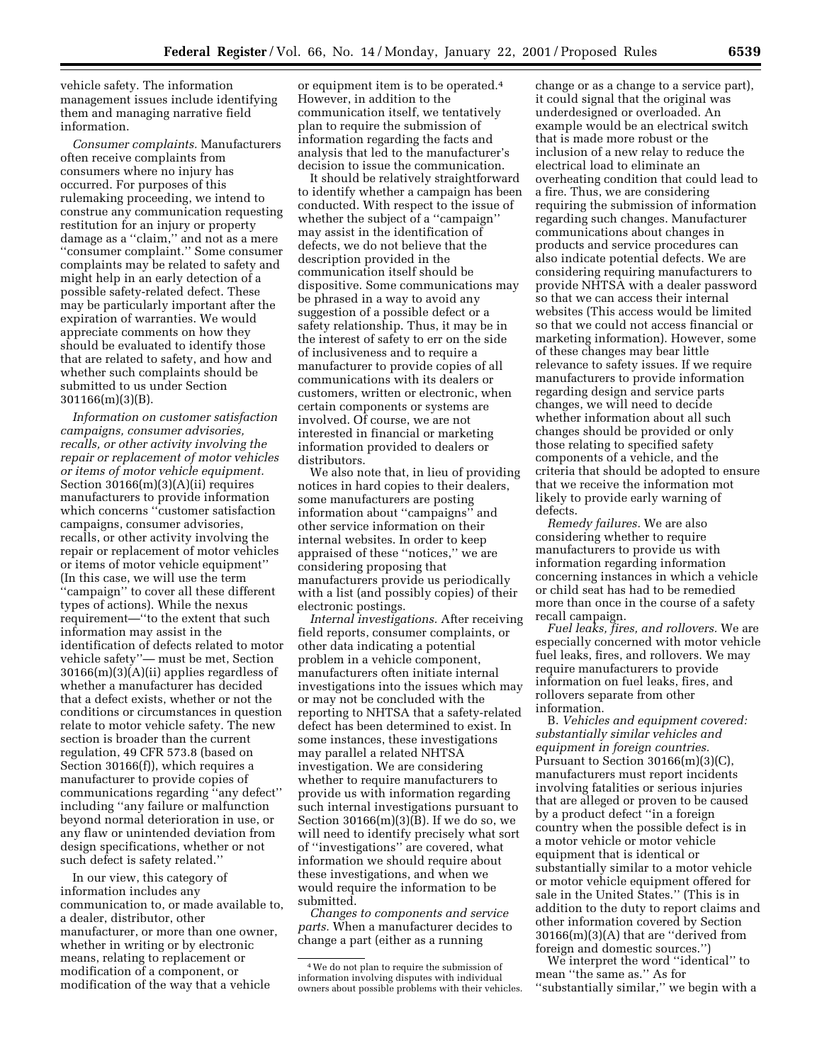vehicle safety. The information management issues include identifying them and managing narrative field information.

*Consumer complaints.* Manufacturers often receive complaints from consumers where no injury has occurred. For purposes of this rulemaking proceeding, we intend to construe any communication requesting restitution for an injury or property damage as a "claim," and not as a mere "consumer complaint." Some consumer complaints may be related to safety and might help in an early detection of a possible safety-related defect. These may be particularly important after the expiration of warranties. We would appreciate comments on how they should be evaluated to identify those that are related to safety, and how and whether such complaints should be submitted to us under Section 301166(m)(3)(B).

*Information on customer satisfaction campaigns, consumer advisories, recalls, or other activity involving the repair or replacement of motor vehicles or items of motor vehicle equipment.* Section 30166(m)(3)(A)(ii) requires manufacturers to provide information which concerns "customer satisfaction campaigns, consumer advisories, recalls, or other activity involving the repair or replacement of motor vehicles or items of motor vehicle equipment" (In this case, we will use the term "campaign" to cover all these different types of actions). While the nexus requirement—"to the extent that such information may assist in the identification of defects related to motor vehicle safety"— must be met, Section 30166(m)(3)(A)(ii) applies regardless of whether a manufacturer has decided that a defect exists, whether or not the conditions or circumstances in question relate to motor vehicle safety. The new section is broader than the current regulation, 49 CFR 573.8 (based on Section 30166(f)), which requires a manufacturer to provide copies of communications regarding "any defect" including "any failure or malfunction beyond normal deterioration in use, or any flaw or unintended deviation from design specifications, whether or not such defect is safety related."

In our view, this category of information includes any communication to, or made available to, a dealer, distributor, other manufacturer, or more than one owner, whether in writing or by electronic means, relating to replacement or modification of a component, or modification of the way that a vehicle or equipment item is to be operated.[4] However, in addition to the communication itself, we tentatively plan to require the submission of information regarding the facts and analysis that led to the manufacturer's decision to issue the communication.

It should be relatively straightforward to identify whether a campaign has been conducted. With respect to the issue of whether the subject of a "campaign" may assist in the identification of defects, we do not believe that the description provided in the communication itself should be dispositive. Some communications may be phrased in a way to avoid any suggestion of a possible defect or a safety relationship. Thus, it may be in the interest of safety to err on the side of inclusiveness and to require a manufacturer to provide copies of all communications with its dealers or customers, written or electronic, when certain components or systems are involved. Of course, we are not interested in financial or marketing information provided to dealers or distributors.

We also note that, in lieu of providing notices in hard copies to their dealers, some manufacturers are posting information about "campaigns" and other service information on their internal websites. In order to keep appraised of these "notices," we are considering proposing that manufacturers provide us periodically with a list (and possibly copies) of their electronic postings.

*Internal investigations.* After receiving field reports, consumer complaints, or other data indicating a potential problem in a vehicle component, manufacturers often initiate internal investigations into the issues which may or may not be concluded with the reporting to NHTSA that a safety-related defect has been determined to exist. In some instances, these investigations may parallel a related NHTSA investigation. We are considering whether to require manufacturers to provide us with information regarding such internal investigations pursuant to Section 30166(m)(3)(B). If we do so, we will need to identify precisely what sort of "investigations" are covered, what information we should require about these investigations, and when we would require the information to be submitted.

*Changes to components and service parts.* When a manufacturer decides to change a part (either as a running change or as a change to a service part), it could signal that the original was underdesigned or overloaded. An example would be an electrical switch that is made more robust or the inclusion of a new relay to reduce the electrical load to eliminate an overheating condition that could lead to a fire. Thus, we are considering requiring the submission of information regarding such changes. Manufacturer communications about changes in products and service procedures can also indicate potential defects. We are considering requiring manufacturers to provide NHTSA with a dealer password so that we can access their internal websites (This access would be limited so that we could not access financial or marketing information). However, some of these changes may bear little relevance to safety issues. If we require manufacturers to provide information regarding design and service parts changes, we will need to decide whether information about all such changes should be provided or only those relating to specified safety components of a vehicle, and the criteria that should be adopted to ensure that we receive the information mot likely to provide early warning of defects.

*Remedy failures.* We are also considering whether to require manufacturers to provide us with information regarding information concerning instances in which a vehicle or child seat has had to be remedied more than once in the course of a safety recall campaign.

*Fuel leaks, fires, and rollovers.* We are especially concerned with motor vehicle fuel leaks, fires, and rollovers. We may require manufacturers to provide information on fuel leaks, fires, and rollovers separate from other information.

B. *Vehicles and equipment covered: substantially similar vehicles and equipment in foreign countries.* Pursuant to Section 30166(m)(3)(C), manufacturers must report incidents involving fatalities or serious injuries that are alleged or proven to be caused by a product defect "in a foreign country when the possible defect is in a motor vehicle or motor vehicle equipment that is identical or substantially similar to a motor vehicle or motor vehicle equipment offered for sale in the United States." (This is in addition to the duty to report claims and other information covered by Section 30166(m)(3)(A) that are "derived from foreign and domestic sources.")

We interpret the word "identical" to mean "the same as." As for "substantially similar," we begin with a

[4] We do not plan to require the submission of information involving disputes with individual owners about possible problems with their vehicles.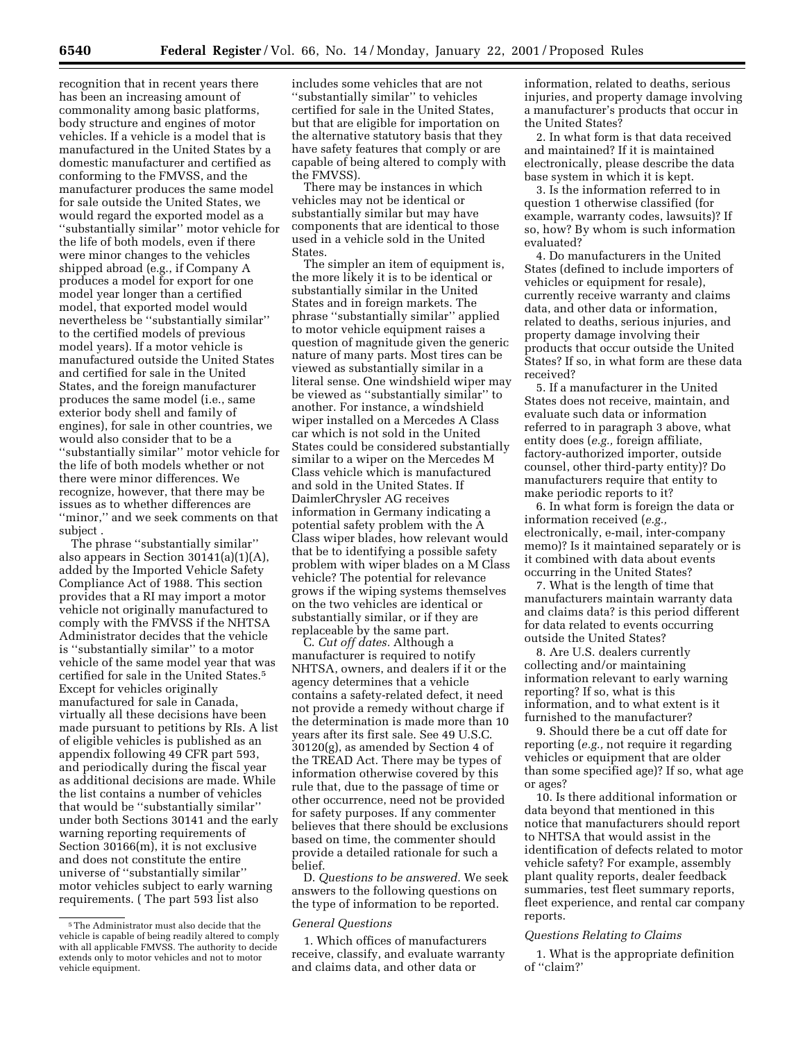recognition that in recent years there has been an increasing amount of commonality among basic platforms, body structure and engines of motor vehicles. If a vehicle is a model that is manufactured in the United States by a domestic manufacturer and certified as conforming to the FMVSS, and the manufacturer produces the same model for sale outside the United States, we would regard the exported model as a ''substantially similar'' motor vehicle for the life of both models, even if there were minor changes to the vehicles shipped abroad (e.g., if Company A produces a model for export for one model year longer than a certified model, that exported model would nevertheless be ''substantially similar'' to the certified models of previous model years). If a motor vehicle is manufactured outside the United States and certified for sale in the United States, and the foreign manufacturer produces the same model (i.e., same exterior body shell and family of engines), for sale in other countries, we would also consider that to be a ''substantially similar'' motor vehicle for the life of both models whether or not there were minor differences. We recognize, however, that there may be issues as to whether differences are ''minor,'' and we seek comments on that subject .

The phrase ''substantially similar'' also appears in Section 30141(a)(1)(A), added by the Imported Vehicle Safety Compliance Act of 1988. This section provides that a RI may import a motor vehicle not originally manufactured to comply with the FMVSS if the NHTSA Administrator decides that the vehicle is ''substantially similar'' to a motor vehicle of the same model year that was certified for sale in the United States.[5] Except for vehicles originally manufactured for sale in Canada, virtually all these decisions have been made pursuant to petitions by RIs. A list of eligible vehicles is published as an appendix following 49 CFR part 593, and periodically during the fiscal year as additional decisions are made. While the list contains a number of vehicles that would be ''substantially similar'' under both Sections 30141 and the early warning reporting requirements of Section 30166(m), it is not exclusive and does not constitute the entire universe of ''substantially similar'' motor vehicles subject to early warning requirements. ( The part 593 list also includes some vehicles that are not ''substantially similar'' to vehicles certified for sale in the United States, but that are eligible for importation on the alternative statutory basis that they have safety features that comply or are capable of being altered to comply with the FMVSS).

There may be instances in which vehicles may not be identical or substantially similar but may have components that are identical to those used in a vehicle sold in the United States.

The simpler an item of equipment is, the more likely it is to be identical or substantially similar in the United States and in foreign markets. The phrase ''substantially similar'' applied to motor vehicle equipment raises a question of magnitude given the generic nature of many parts. Most tires can be viewed as substantially similar in a literal sense. One windshield wiper may be viewed as ''substantially similar'' to another. For instance, a windshield wiper installed on a Mercedes A Class car which is not sold in the United States could be considered substantially similar to a wiper on the Mercedes M Class vehicle which is manufactured and sold in the United States. If DaimlerChrysler AG receives information in Germany indicating a potential safety problem with the A Class wiper blades, how relevant would that be to identifying a possible safety problem with wiper blades on a M Class vehicle? The potential for relevance grows if the wiping systems themselves on the two vehicles are identical or substantially similar, or if they are replaceable by the same part.

C. *Cut off dates.* Although a manufacturer is required to notify NHTSA, owners, and dealers if it or the agency determines that a vehicle contains a safety-related defect, it need not provide a remedy without charge if the determination is made more than 10 years after its first sale. See 49 U.S.C. 30120(g), as amended by Section 4 of the TREAD Act. There may be types of information otherwise covered by this rule that, due to the passage of time or other occurrence, need not be provided for safety purposes. If any commenter believes that there should be exclusions based on time, the commenter should provide a detailed rationale for such a belief.

D. *Questions to be answered.* We seek answers to the following questions on the type of information to be reported.

*General Questions*

1. Which offices of manufacturers receive, classify, and evaluate warranty and claims data, and other data or information, related to deaths, serious injuries, and property damage involving a manufacturer's products that occur in the United States?

2. In what form is that data received and maintained? If it is maintained electronically, please describe the data base system in which it is kept.

3. Is the information referred to in question 1 otherwise classified (for example, warranty codes, lawsuits)? If so, how? By whom is such information evaluated?

4. Do manufacturers in the United States (defined to include importers of vehicles or equipment for resale), currently receive warranty and claims data, and other data or information, related to deaths, serious injuries, and property damage involving their products that occur outside the United States? If so, in what form are these data received?

5. If a manufacturer in the United States does not receive, maintain, and evaluate such data or information referred to in paragraph 3 above, what entity does (*e.g.,* foreign affiliate, factory-authorized importer, outside counsel, other third-party entity)? Do manufacturers require that entity to make periodic reports to it?

6. In what form is foreign the data or information received (*e.g.,* electronically, e-mail, inter-company memo)? Is it maintained separately or is it combined with data about events occurring in the United States?

7. What is the length of time that manufacturers maintain warranty data and claims data? is this period different for data related to events occurring outside the United States?

8. Are U.S. dealers currently collecting and/or maintaining information relevant to early warning reporting? If so, what is this information, and to what extent is it furnished to the manufacturer?

9. Should there be a cut off date for reporting (*e.g.,* not require it regarding vehicles or equipment that are older than some specified age)? If so, what age or ages?

10. Is there additional information or data beyond that mentioned in this notice that manufacturers should report to NHTSA that would assist in the identification of defects related to motor vehicle safety? For example, assembly plant quality reports, dealer feedback summaries, test fleet summary reports, fleet experience, and rental car company reports.

*Questions Relating to Claims*

1. What is the appropriate definition of ''claim?'

---

[5] The Administrator must also decide that the vehicle is capable of being readily altered to comply with all applicable FMVSS. The authority to decide extends only to motor vehicles and not to motor vehicle equipment.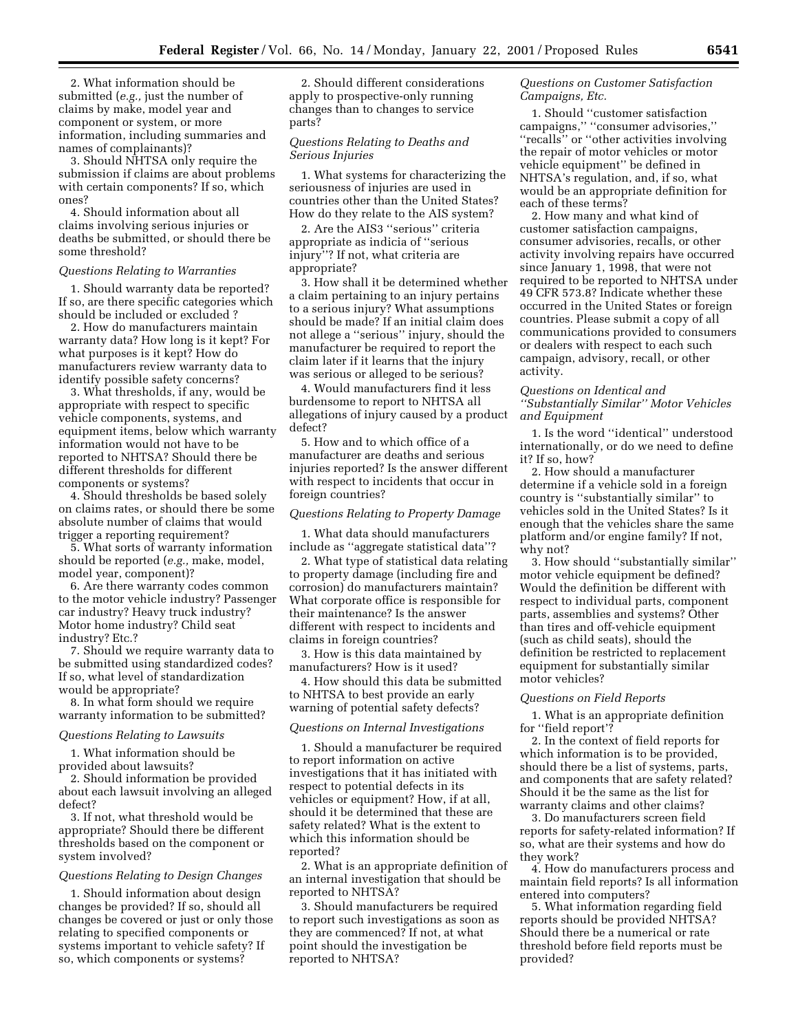2. What information should be submitted (*e.g.,* just the number of claims by make, model year and component or system, or more information, including summaries and names of complainants)?

3. Should NHTSA only require the submission if claims are about problems with certain components? If so, which ones?

4. Should information about all claims involving serious injuries or deaths be submitted, or should there be some threshold?

*Questions Relating to Warranties*

1. Should warranty data be reported? If so, are there specific categories which should be included or excluded ?

2. How do manufacturers maintain warranty data? How long is it kept? For what purposes is it kept? How do manufacturers review warranty data to identify possible safety concerns?

3. What thresholds, if any, would be appropriate with respect to specific vehicle components, systems, and equipment items, below which warranty information would not have to be reported to NHTSA? Should there be different thresholds for different components or systems?

4. Should thresholds be based solely on claims rates, or should there be some absolute number of claims that would trigger a reporting requirement?

5. What sorts of warranty information should be reported (*e.g.,* make, model, model year, component)?

6. Are there warranty codes common to the motor vehicle industry? Passenger car industry? Heavy truck industry? Motor home industry? Child seat industry? Etc.?

7. Should we require warranty data to be submitted using standardized codes? If so, what level of standardization would be appropriate?

8. In what form should we require warranty information to be submitted?

*Questions Relating to Lawsuits*

1. What information should be provided about lawsuits?

2. Should information be provided about each lawsuit involving an alleged defect?

3. If not, what threshold would be appropriate? Should there be different thresholds based on the component or system involved?

*Questions Relating to Design Changes*

1. Should information about design changes be provided? If so, should all changes be covered or just or only those relating to specified components or systems important to vehicle safety? If so, which components or systems?

2. Should different considerations apply to prospective-only running changes than to changes to service parts?

*Questions Relating to Deaths and Serious Injuries*

1. What systems for characterizing the seriousness of injuries are used in countries other than the United States? How do they relate to the AIS system?

2. Are the AIS3 "serious" criteria appropriate as indicia of "serious injury"? If not, what criteria are appropriate?

3. How shall it be determined whether a claim pertaining to an injury pertains to a serious injury? What assumptions should be made? If an initial claim does not allege a "serious" injury, should the manufacturer be required to report the claim later if it learns that the injury was serious or alleged to be serious?

4. Would manufacturers find it less burdensome to report to NHTSA all allegations of injury caused by a product defect?

5. How and to which office of a manufacturer are deaths and serious injuries reported? Is the answer different with respect to incidents that occur in foreign countries?

*Questions Relating to Property Damage*

1. What data should manufacturers include as "aggregate statistical data"?

2. What type of statistical data relating to property damage (including fire and corrosion) do manufacturers maintain? What corporate office is responsible for their maintenance? Is the answer different with respect to incidents and claims in foreign countries?

3. How is this data maintained by manufacturers? How is it used?

4. How should this data be submitted to NHTSA to best provide an early warning of potential safety defects?

*Questions on Internal Investigations*

1. Should a manufacturer be required to report information on active investigations that it has initiated with respect to potential defects in its vehicles or equipment? How, if at all, should it be determined that these are safety related? What is the extent to which this information should be reported?

2. What is an appropriate definition of an internal investigation that should be reported to NHTSA?

3. Should manufacturers be required to report such investigations as soon as they are commenced? If not, at what point should the investigation be reported to NHTSA?

*Questions on Customer Satisfaction Campaigns, Etc.*

1. Should "customer satisfaction campaigns," "consumer advisories," "recalls" or "other activities involving the repair of motor vehicles or motor vehicle equipment" be defined in NHTSA's regulation, and, if so, what would be an appropriate definition for each of these terms?

2. How many and what kind of customer satisfaction campaigns, consumer advisories, recalls, or other activity involving repairs have occurred since January 1, 1998, that were not required to be reported to NHTSA under 49 CFR 573.8? Indicate whether these occurred in the United States or foreign countries. Please submit a copy of all communications provided to consumers or dealers with respect to each such campaign, advisory, recall, or other activity.

*Questions on Identical and "Substantially Similar" Motor Vehicles and Equipment*

1. Is the word "identical" understood internationally, or do we need to define it? If so, how?

2. How should a manufacturer determine if a vehicle sold in a foreign country is "substantially similar" to vehicles sold in the United States? Is it enough that the vehicles share the same platform and/or engine family? If not, why not?

3. How should "substantially similar" motor vehicle equipment be defined? Would the definition be different with respect to individual parts, component parts, assemblies and systems? Other than tires and off-vehicle equipment (such as child seats), should the definition be restricted to replacement equipment for substantially similar motor vehicles?

*Questions on Field Reports*

1. What is an appropriate definition for "field report"?

2. In the context of field reports for which information is to be provided, should there be a list of systems, parts, and components that are safety related? Should it be the same as the list for warranty claims and other claims?

3. Do manufacturers screen field reports for safety-related information? If so, what are their systems and how do they work?

4. How do manufacturers process and maintain field reports? Is all information entered into computers?

5. What information regarding field reports should be provided NHTSA? Should there be a numerical or rate threshold before field reports must be provided?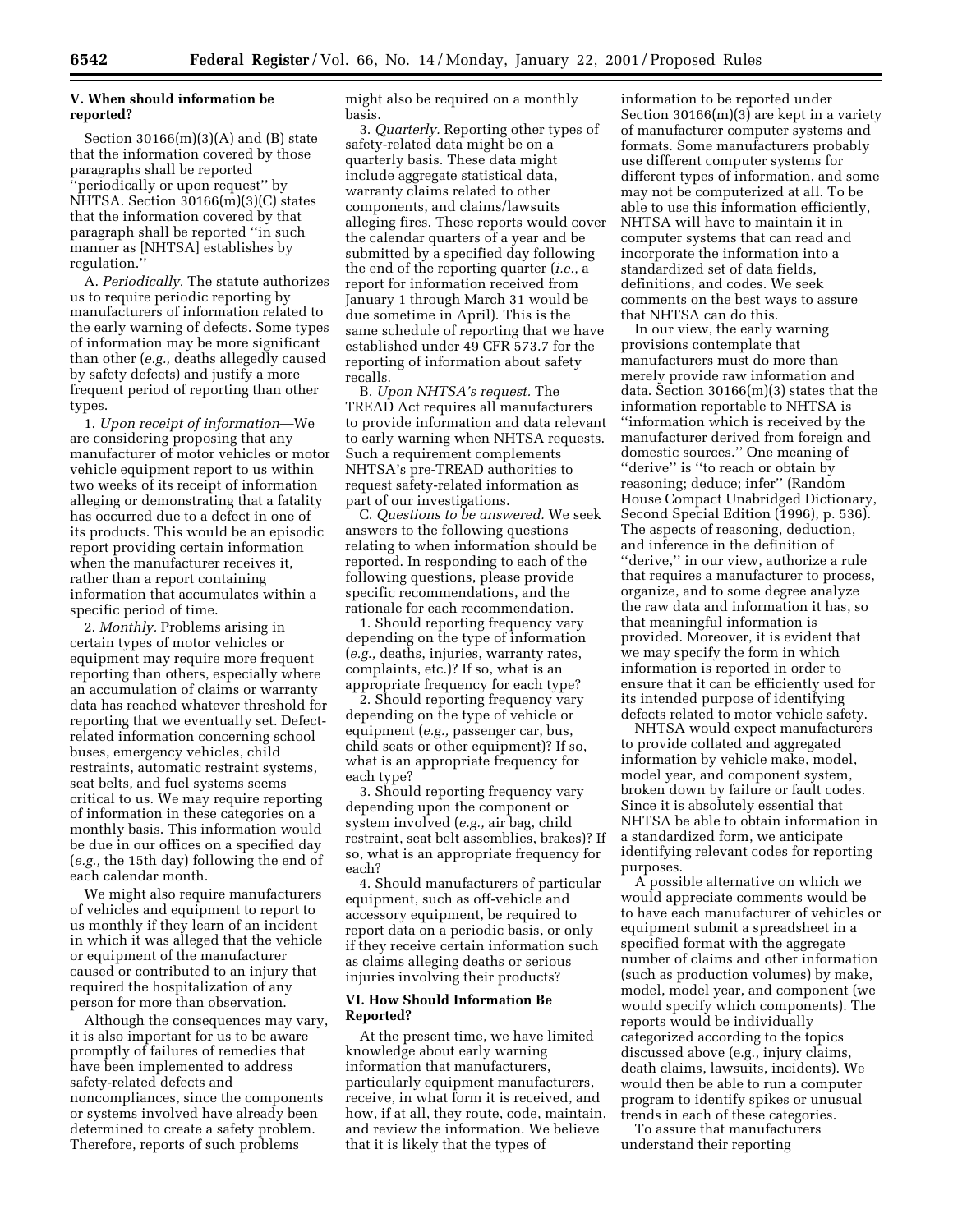## V. When should information be reported?

Section 30166(m)(3)(A) and (B) state that the information covered by those paragraphs shall be reported ''periodically or upon request'' by NHTSA. Section 30166(m)(3)(C) states that the information covered by that paragraph shall be reported ''in such manner as [NHTSA] establishes by regulation.''

A. *Periodically.* The statute authorizes us to require periodic reporting by manufacturers of information related to the early warning of defects. Some types of information may be more significant than other (*e.g.,* deaths allegedly caused by safety defects) and justify a more frequent period of reporting than other types.

1. *Upon receipt of information*—We are considering proposing that any manufacturer of motor vehicles or motor vehicle equipment report to us within two weeks of its receipt of information alleging or demonstrating that a fatality has occurred due to a defect in one of its products. This would be an episodic report providing certain information when the manufacturer receives it, rather than a report containing information that accumulates within a specific period of time.

2. *Monthly.* Problems arising in certain types of motor vehicles or equipment may require more frequent reporting than others, especially where an accumulation of claims or warranty data has reached whatever threshold for reporting that we eventually set. Defect-related information concerning school buses, emergency vehicles, child restraints, automatic restraint systems, seat belts, and fuel systems seems critical to us. We may require reporting of information in these categories on a monthly basis. This information would be due in our offices on a specified day (*e.g.,* the 15th day) following the end of each calendar month.

We might also require manufacturers of vehicles and equipment to report to us monthly if they learn of an incident in which it was alleged that the vehicle or equipment of the manufacturer caused or contributed to an injury that required the hospitalization of any person for more than observation.

Although the consequences may vary, it is also important for us to be aware promptly of failures of remedies that have been implemented to address safety-related defects and noncompliances, since the components or systems involved have already been determined to create a safety problem. Therefore, reports of such problems might also be required on a monthly basis.

3. *Quarterly.* Reporting other types of safety-related data might be on a quarterly basis. These data might include aggregate statistical data, warranty claims related to other components, and claims/lawsuits alleging fires. These reports would cover the calendar quarters of a year and be submitted by a specified day following the end of the reporting quarter (*i.e.,* a report for information received from January 1 through March 31 would be due sometime in April). This is the same schedule of reporting that we have established under 49 CFR 573.7 for the reporting of information about safety recalls.

B. *Upon NHTSA's request.* The TREAD Act requires all manufacturers to provide information and data relevant to early warning when NHTSA requests. Such a requirement complements NHTSA's pre-TREAD authorities to request safety-related information as part of our investigations.

C. *Questions to be answered.* We seek answers to the following questions relating to when information should be reported. In responding to each of the following questions, please provide specific recommendations, and the rationale for each recommendation.

1. Should reporting frequency vary depending on the type of information (*e.g.,* deaths, injuries, warranty rates, complaints, etc.)? If so, what is an appropriate frequency for each type?

2. Should reporting frequency vary depending on the type of vehicle or equipment (*e.g.,* passenger car, bus, child seats or other equipment)? If so, what is an appropriate frequency for each type?

3. Should reporting frequency vary depending upon the component or system involved (*e.g.,* air bag, child restraint, seat belt assemblies, brakes)? If so, what is an appropriate frequency for each?

4. Should manufacturers of particular equipment, such as off-vehicle and accessory equipment, be required to report data on a periodic basis, or only if they receive certain information such as claims alleging deaths or serious injuries involving their products?

## VI. How Should Information Be Reported?

At the present time, we have limited knowledge about early warning information that manufacturers, particularly equipment manufacturers, receive, in what form it is received, and how, if at all, they route, code, maintain, and review the information. We believe that it is likely that the types of information to be reported under Section 30166(m)(3) are kept in a variety of manufacturer computer systems and formats. Some manufacturers probably use different computer systems for different types of information, and some may not be computerized at all. To be able to use this information efficiently, NHTSA will have to maintain it in computer systems that can read and incorporate the information into a standardized set of data fields, definitions, and codes. We seek comments on the best ways to assure that NHTSA can do this.

In our view, the early warning provisions contemplate that manufacturers must do more than merely provide raw information and data. Section 30166(m)(3) states that the information reportable to NHTSA is ''information which is received by the manufacturer derived from foreign and domestic sources.'' One meaning of ''derive'' is ''to reach or obtain by reasoning; deduce; infer'' (Random House Compact Unabridged Dictionary, Second Special Edition (1996), p. 536). The aspects of reasoning, deduction, and inference in the definition of ''derive,'' in our view, authorize a rule that requires a manufacturer to process, organize, and to some degree analyze the raw data and information it has, so that meaningful information is provided. Moreover, it is evident that we may specify the form in which information is reported in order to ensure that it can be efficiently used for its intended purpose of identifying defects related to motor vehicle safety.

NHTSA would expect manufacturers to provide collated and aggregated information by vehicle make, model, model year, and component system, broken down by failure or fault codes. Since it is absolutely essential that NHTSA be able to obtain information in a standardized form, we anticipate identifying relevant codes for reporting purposes.

A possible alternative on which we would appreciate comments would be to have each manufacturer of vehicles or equipment submit a spreadsheet in a specified format with the aggregate number of claims and other information (such as production volumes) by make, model, model year, and component (we would specify which components). The reports would be individually categorized according to the topics discussed above (e.g., injury claims, death claims, lawsuits, incidents). We would then be able to run a computer program to identify spikes or unusual trends in each of these categories.

To assure that manufacturers understand their reporting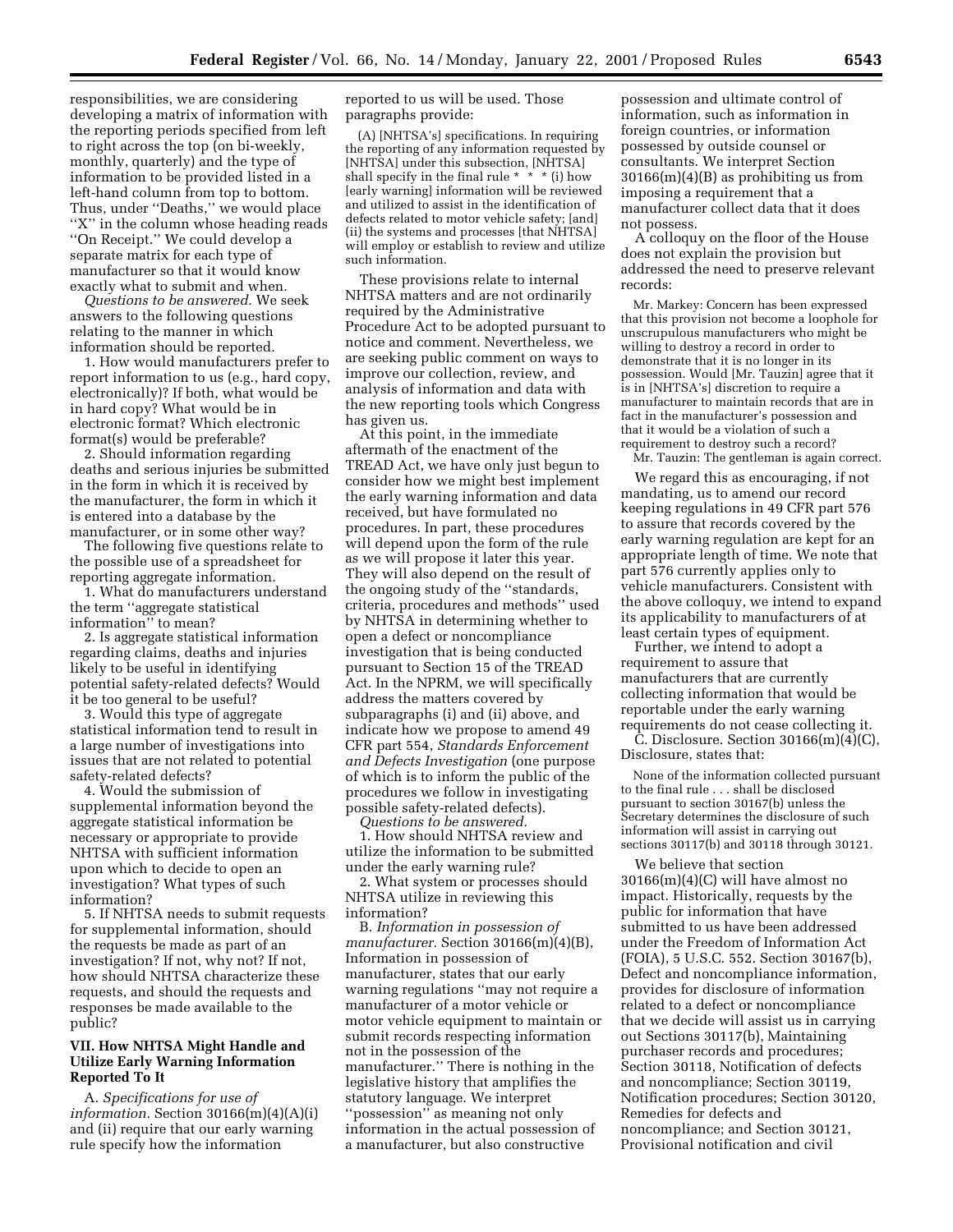responsibilities, we are considering developing a matrix of information with the reporting periods specified from left to right across the top (on bi-weekly, monthly, quarterly) and the type of information to be provided listed in a left-hand column from top to bottom. Thus, under ''Deaths,'' we would place ''X'' in the column whose heading reads ''On Receipt.'' We could develop a separate matrix for each type of manufacturer so that it would know exactly what to submit and when.

*Questions to be answered.* We seek answers to the following questions relating to the manner in which information should be reported.

1. How would manufacturers prefer to report information to us (e.g., hard copy, electronically)? If both, what would be in hard copy? What would be in electronic format? Which electronic format(s) would be preferable?

2. Should information regarding deaths and serious injuries be submitted in the form in which it is received by the manufacturer, the form in which it is entered into a database by the manufacturer, or in some other way?

The following five questions relate to the possible use of a spreadsheet for reporting aggregate information.

1. What do manufacturers understand the term ''aggregate statistical information'' to mean?

2. Is aggregate statistical information regarding claims, deaths and injuries likely to be useful in identifying potential safety-related defects? Would it be too general to be useful?

3. Would this type of aggregate statistical information tend to result in a large number of investigations into issues that are not related to potential safety-related defects?

4. Would the submission of supplemental information beyond the aggregate statistical information be necessary or appropriate to provide NHTSA with sufficient information upon which to decide to open an investigation? What types of such information?

5. If NHTSA needs to submit requests for supplemental information, should the requests be made as part of an investigation? If not, why not? If not, how should NHTSA characterize these requests, and should the requests and responses be made available to the public?

## VII. How NHTSA Might Handle and Utilize Early Warning Information Reported To It

A. *Specifications for use of information.* Section 30166(m)(4)(A)(i) and (ii) require that our early warning rule specify how the information reported to us will be used. Those paragraphs provide:

> (A) [NHTSA's] specifications. In requiring the reporting of any information requested by [NHTSA] under this subsection, [NHTSA] shall specify in the final rule * * * (i) how [early warning] information will be reviewed and utilized to assist in the identification of defects related to motor vehicle safety; [and] (ii) the systems and processes [that NHTSA] will employ or establish to review and utilize such information.

These provisions relate to internal NHTSA matters and are not ordinarily required by the Administrative Procedure Act to be adopted pursuant to notice and comment. Nevertheless, we are seeking public comment on ways to improve our collection, review, and analysis of information and data with the new reporting tools which Congress has given us.

At this point, in the immediate aftermath of the enactment of the TREAD Act, we have only just begun to consider how we might best implement the early warning information and data received, but have formulated no procedures. In part, these procedures will depend upon the form of the rule as we will propose it later this year. They will also depend on the result of the ongoing study of the ''standards, criteria, procedures and methods'' used by NHTSA in determining whether to open a defect or noncompliance investigation that is being conducted pursuant to Section 15 of the TREAD Act. In the NPRM, we will specifically address the matters covered by subparagraphs (i) and (ii) above, and indicate how we propose to amend 49 CFR part 554, *Standards Enforcement and Defects Investigation* (one purpose of which is to inform the public of the procedures we follow in investigating possible safety-related defects).

*Questions to be answered.*

1. How should NHTSA review and utilize the information to be submitted under the early warning rule?

2. What system or processes should NHTSA utilize in reviewing this information?

B. *Information in possession of manufacturer.* Section 30166(m)(4)(B), Information in possession of manufacturer, states that our early warning regulations ''may not require a manufacturer of a motor vehicle or motor vehicle equipment to maintain or submit records respecting information not in the possession of the manufacturer.'' There is nothing in the legislative history that amplifies the statutory language. We interpret ''possession'' as meaning not only information in the actual possession of a manufacturer, but also constructive possession and ultimate control of information, such as information in foreign countries, or information possessed by outside counsel or consultants. We interpret Section 30166(m)(4)(B) as prohibiting us from imposing a requirement that a manufacturer collect data that it does not possess.

A colloquy on the floor of the House does not explain the provision but addressed the need to preserve relevant records:

> Mr. Markey: Concern has been expressed that this provision not become a loophole for unscrupulous manufacturers who might be willing to destroy a record in order to demonstrate that it is no longer in its possession. Would [Mr. Tauzin] agree that it is in [NHTSA's] discretion to require a manufacturer to maintain records that are in fact in the manufacturer's possession and that it would be a violation of such a requirement to destroy such a record?
>
> Mr. Tauzin: The gentleman is again correct.

We regard this as encouraging, if not mandating, us to amend our record keeping regulations in 49 CFR part 576 to assure that records covered by the early warning regulation are kept for an appropriate length of time. We note that part 576 currently applies only to vehicle manufacturers. Consistent with the above colloquy, we intend to expand its applicability to manufacturers of at least certain types of equipment.

Further, we intend to adopt a requirement to assure that manufacturers that are currently collecting information that would be reportable under the early warning requirements do not cease collecting it.

C. Disclosure. Section 30166(m)(4)(C), Disclosure, states that:

> None of the information collected pursuant to the final rule . . . shall be disclosed pursuant to section 30167(b) unless the Secretary determines the disclosure of such information will assist in carrying out sections 30117(b) and 30118 through 30121.

We believe that section 30166(m)(4)(C) will have almost no impact. Historically, requests by the public for information that have submitted to us have been addressed under the Freedom of Information Act (FOIA), 5 U.S.C. 552. Section 30167(b), Defect and noncompliance information, provides for disclosure of information related to a defect or noncompliance that we decide will assist us in carrying out Sections 30117(b), Maintaining purchaser records and procedures; Section 30118, Notification of defects and noncompliance; Section 30119, Notification procedures; Section 30120, Remedies for defects and noncompliance; and Section 30121, Provisional notification and civil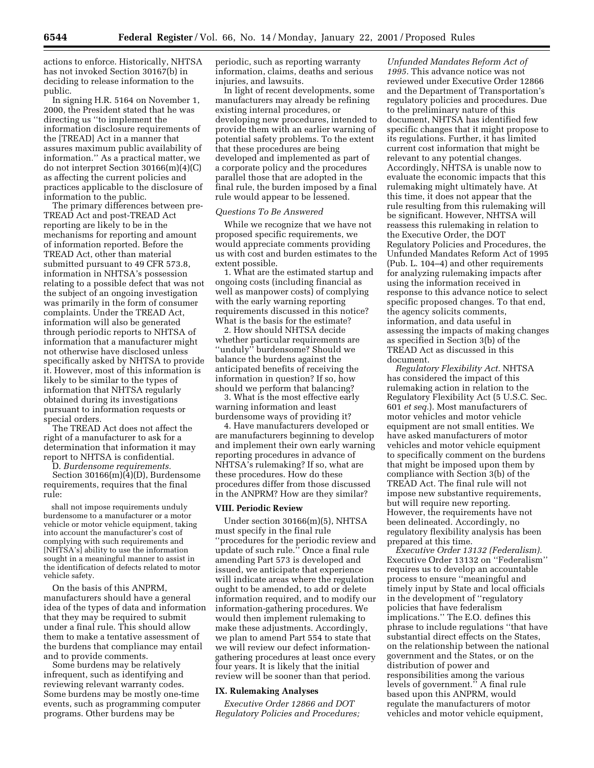actions to enforce. Historically, NHTSA has not invoked Section 30167(b) in deciding to release information to the public.

In signing H.R. 5164 on November 1, 2000, the President stated that he was directing us ''to implement the information disclosure requirements of the [TREAD] Act in a manner that assures maximum public availability of information.'' As a practical matter, we do not interpret Section 30166(m)(4)(C) as affecting the current policies and practices applicable to the disclosure of information to the public.

The primary differences between pre-TREAD Act and post-TREAD Act reporting are likely to be in the mechanisms for reporting and amount of information reported. Before the TREAD Act, other than material submitted pursuant to 49 CFR 573.8, information in NHTSA's possession relating to a possible defect that was not the subject of an ongoing investigation was primarily in the form of consumer complaints. Under the TREAD Act, information will also be generated through periodic reports to NHTSA of information that a manufacturer might not otherwise have disclosed unless specifically asked by NHTSA to provide it. However, most of this information is likely to be similar to the types of information that NHTSA regularly obtained during its investigations pursuant to information requests or special orders.

The TREAD Act does not affect the right of a manufacturer to ask for a determination that information it may report to NHTSA is confidential.

D. *Burdensome requirements.*

Section 30166(m)(4)(D), Burdensome requirements, requires that the final rule:

> shall not impose requirements unduly burdensome to a manufacturer or a motor vehicle or motor vehicle equipment, taking into account the manufacturer's cost of complying with such requirements and [NHTSA's] ability to use the information sought in a meaningful manner to assist in the identification of defects related to motor vehicle safety.

On the basis of this ANPRM, manufacturers should have a general idea of the types of data and information that they may be required to submit under a final rule. This should allow them to make a tentative assessment of the burdens that compliance may entail and to provide comments.

Some burdens may be relatively infrequent, such as identifying and reviewing relevant warranty codes. Some burdens may be mostly one-time events, such as programming computer programs. Other burdens may be periodic, such as reporting warranty information, claims, deaths and serious injuries, and lawsuits.

In light of recent developments, some manufacturers may already be refining existing internal procedures, or developing new procedures, intended to provide them with an earlier warning of potential safety problems. To the extent that these procedures are being developed and implemented as part of a corporate policy and the procedures parallel those that are adopted in the final rule, the burden imposed by a final rule would appear to be lessened.

*Questions To Be Answered*

While we recognize that we have not proposed specific requirements, we would appreciate comments providing us with cost and burden estimates to the extent possible.

1. What are the estimated startup and ongoing costs (including financial as well as manpower costs) of complying with the early warning reporting requirements discussed in this notice? What is the basis for the estimate?

2. How should NHTSA decide whether particular requirements are ''unduly'' burdensome? Should we balance the burdens against the anticipated benefits of receiving the information in question? If so, how should we perform that balancing?

3. What is the most effective early warning information and least burdensome ways of providing it?

4. Have manufacturers developed or are manufacturers beginning to develop and implement their own early warning reporting procedures in advance of NHTSA's rulemaking? If so, what are these procedures. How do these procedures differ from those discussed in the ANPRM? How are they similar?

## VIII. Periodic Review

Under section 30166(m)(5), NHTSA must specify in the final rule ''procedures for the periodic review and update of such rule.'' Once a final rule amending Part 573 is developed and issued, we anticipate that experience will indicate areas where the regulation ought to be amended, to add or delete information required, and to modify our information-gathering procedures. We would then implement rulemaking to make these adjustments. Accordingly, we plan to amend Part 554 to state that we will review our defect information-gathering procedures at least once every four years. It is likely that the initial review will be sooner than that period.

## IX. Rulemaking Analyses

*Executive Order 12866 and DOT Regulatory Policies and Procedures; Unfunded Mandates Reform Act of 1995.* This advance notice was not reviewed under Executive Order 12866 and the Department of Transportation's regulatory policies and procedures. Due to the preliminary nature of this document, NHTSA has identified few specific changes that it might propose to its regulations. Further, it has limited current cost information that might be relevant to any potential changes. Accordingly, NHTSA is unable now to evaluate the economic impacts that this rulemaking might ultimately have. At this time, it does not appear that the rule resulting from this rulemaking will be significant. However, NHTSA will reassess this rulemaking in relation to the Executive Order, the DOT Regulatory Policies and Procedures, the Unfunded Mandates Reform Act of 1995 (Pub. L. 104–4) and other requirements for analyzing rulemaking impacts after using the information received in response to this advance notice to select specific proposed changes. To that end, the agency solicits comments, information, and data useful in assessing the impacts of making changes as specified in Section 3(b) of the TREAD Act as discussed in this document.

*Regulatory Flexibility Act.* NHTSA has considered the impact of this rulemaking action in relation to the Regulatory Flexibility Act (5 U.S.C. Sec. 601 *et seq.*). Most manufacturers of motor vehicles and motor vehicle equipment are not small entities. We have asked manufacturers of motor vehicles and motor vehicle equipment to specifically comment on the burdens that might be imposed upon them by compliance with Section 3(b) of the TREAD Act. The final rule will not impose new substantive requirements, but will require new reporting. However, the requirements have not been delineated. Accordingly, no regulatory flexibility analysis has been prepared at this time.

*Executive Order 13132 (Federalism).* Executive Order 13132 on ''Federalism'' requires us to develop an accountable process to ensure ''meaningful and timely input by State and local officials in the development of ''regulatory policies that have federalism implications.'' The E.O. defines this phrase to include regulations ''that have substantial direct effects on the States, on the relationship between the national government and the States, or on the distribution of power and responsibilities among the various levels of government.'' A final rule based upon this ANPRM, would regulate the manufacturers of motor vehicles and motor vehicle equipment,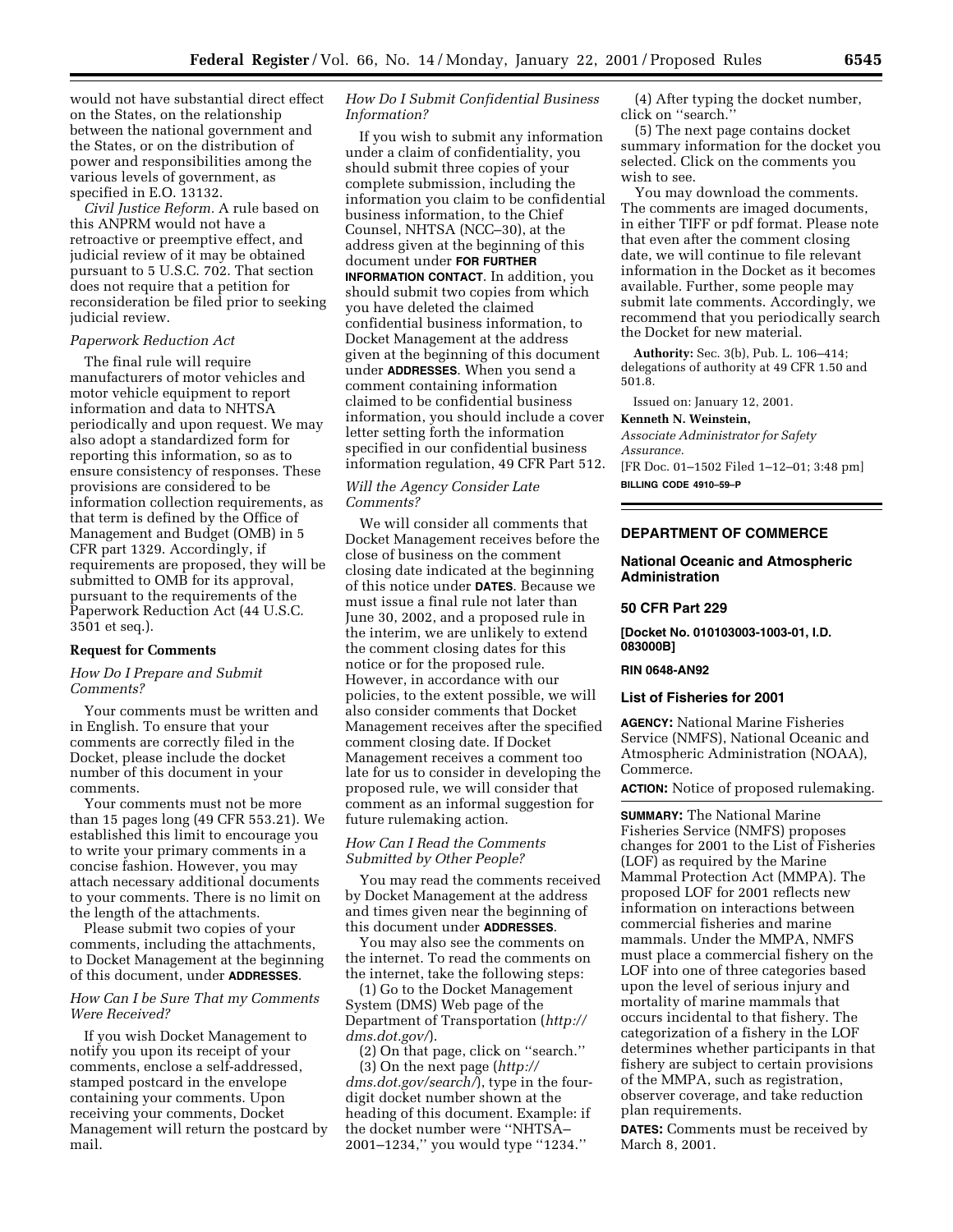would not have substantial direct effect on the States, on the relationship between the national government and the States, or on the distribution of power and responsibilities among the various levels of government, as specified in E.O. 13132.

*Civil Justice Reform.* A rule based on this ANPRM would not have a retroactive or preemptive effect, and judicial review of it may be obtained pursuant to 5 U.S.C. 702. That section does not require that a petition for reconsideration be filed prior to seeking judicial review.

*Paperwork Reduction Act*

The final rule will require manufacturers of motor vehicles and motor vehicle equipment to report information and data to NHTSA periodically and upon request. We may also adopt a standardized form for reporting this information, so as to ensure consistency of responses. These provisions are considered to be information collection requirements, as that term is defined by the Office of Management and Budget (OMB) in 5 CFR part 1329. Accordingly, if requirements are proposed, they will be submitted to OMB for its approval, pursuant to the requirements of the Paperwork Reduction Act (44 U.S.C. 3501 et seq.).

**Request for Comments**

*How Do I Prepare and Submit Comments?*

Your comments must be written and in English. To ensure that your comments are correctly filed in the Docket, please include the docket number of this document in your comments.

Your comments must not be more than 15 pages long (49 CFR 553.21). We established this limit to encourage you to write your primary comments in a concise fashion. However, you may attach necessary additional documents to your comments. There is no limit on the length of the attachments.

Please submit two copies of your comments, including the attachments, to Docket Management at the beginning of this document, under **ADDRESSES**.

*How Can I be Sure That my Comments Were Received?*

If you wish Docket Management to notify you upon its receipt of your comments, enclose a self-addressed, stamped postcard in the envelope containing your comments. Upon receiving your comments, Docket Management will return the postcard by mail.

*How Do I Submit Confidential Business Information?*

If you wish to submit any information under a claim of confidentiality, you should submit three copies of your complete submission, including the information you claim to be confidential business information, to the Chief Counsel, NHTSA (NCC–30), at the address given at the beginning of this document under **FOR FURTHER INFORMATION CONTACT**. In addition, you should submit two copies from which you have deleted the claimed confidential business information, to Docket Management at the address given at the beginning of this document under **ADDRESSES**. When you send a comment containing information claimed to be confidential business information, you should include a cover letter setting forth the information specified in our confidential business information regulation, 49 CFR Part 512.

*Will the Agency Consider Late Comments?*

We will consider all comments that Docket Management receives before the close of business on the comment closing date indicated at the beginning of this notice under **DATES**. Because we must issue a final rule not later than June 30, 2002, and a proposed rule in the interim, we are unlikely to extend the comment closing dates for this notice or for the proposed rule. However, in accordance with our policies, to the extent possible, we will also consider comments that Docket Management receives after the specified comment closing date. If Docket Management receives a comment too late for us to consider in developing the proposed rule, we will consider that comment as an informal suggestion for future rulemaking action.

*How Can I Read the Comments Submitted by Other People?*

You may read the comments received by Docket Management at the address and times given near the beginning of this document under **ADDRESSES**.

You may also see the comments on the internet. To read the comments on the internet, take the following steps:

(1) Go to the Docket Management System (DMS) Web page of the Department of Transportation (*http://dms.dot.gov/*).

(2) On that page, click on ''search.''

(3) On the next page (*http://dms.dot.gov/search/*), type in the four-digit docket number shown at the heading of this document. Example: if the docket number were ''NHTSA–2001–1234,'' you would type ''1234.''

(4) After typing the docket number, click on ''search.''

(5) The next page contains docket summary information for the docket you selected. Click on the comments you wish to see.

You may download the comments. The comments are imaged documents, in either TIFF or pdf format. Please note that even after the comment closing date, we will continue to file relevant information in the Docket as it becomes available. Further, some people may submit late comments. Accordingly, we recommend that you periodically search the Docket for new material.

**Authority:** Sec. 3(b), Pub. L. 106–414; delegations of authority at 49 CFR 1.50 and 501.8.

Issued on: January 12, 2001.

**Kenneth N. Weinstein,**

*Associate Administrator for Safety Assurance.*

[FR Doc. 01–1502 Filed 1–12–01; 3:48 pm]

**BILLING CODE 4910–59–P**

---

## DEPARTMENT OF COMMERCE

### National Oceanic and Atmospheric Administration

### 50 CFR Part 229

**[Docket No. 010103003-1003-01, I.D. 083000B]**

**RIN 0648-AN92**

### List of Fisheries for 2001

**AGENCY:** National Marine Fisheries Service (NMFS), National Oceanic and Atmospheric Administration (NOAA), Commerce.

**ACTION:** Notice of proposed rulemaking.

**SUMMARY:** The National Marine Fisheries Service (NMFS) proposes changes for 2001 to the List of Fisheries (LOF) as required by the Marine Mammal Protection Act (MMPA). The proposed LOF for 2001 reflects new information on interactions between commercial fisheries and marine mammals. Under the MMPA, NMFS must place a commercial fishery on the LOF into one of three categories based upon the level of serious injury and mortality of marine mammals that occurs incidental to that fishery. The categorization of a fishery in the LOF determines whether participants in that fishery are subject to certain provisions of the MMPA, such as registration, observer coverage, and take reduction plan requirements.

**DATES:** Comments must be received by March 8, 2001.